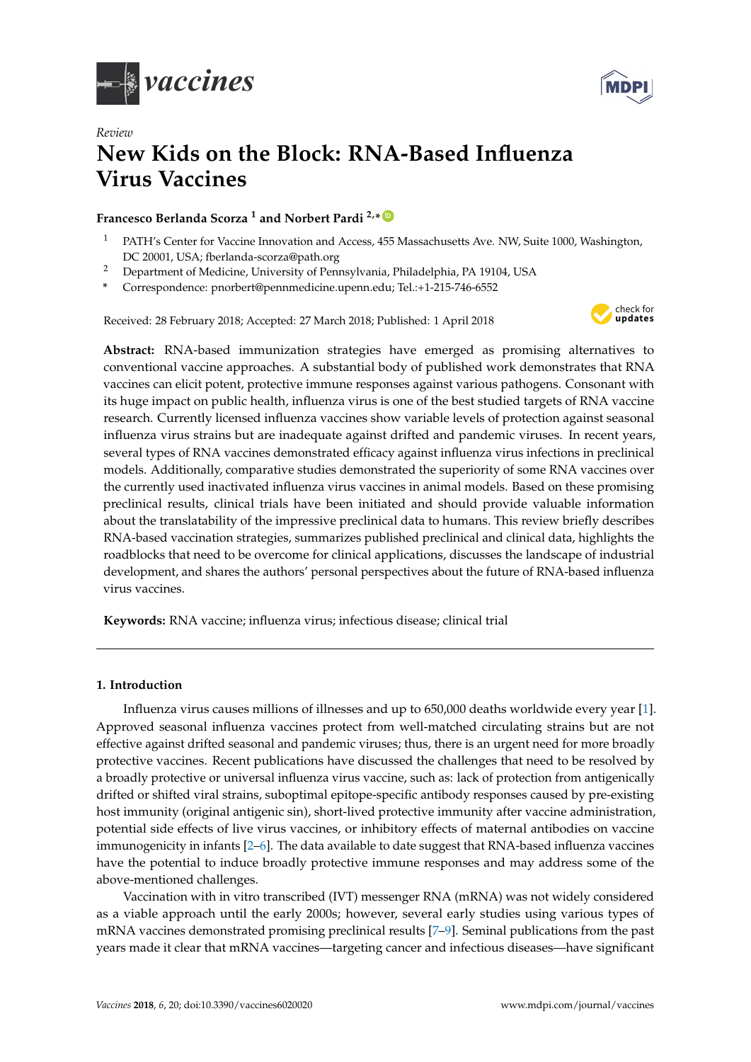*Review*

# New Kids on the Block: RNA-Based Influenza Virus Vaccines

**Francesco Berlanda Scorza [1] and Norbert Pardi [2,*]**

[1] PATH's Center for Vaccine Innovation and Access, 455 Massachusetts Ave. NW, Suite 1000, Washington, DC 20001, USA; fberlanda-scorza@path.org

[2] Department of Medicine, University of Pennsylvania, Philadelphia, PA 19104, USA

[*] Correspondence: pnorbert@pennmedicine.upenn.edu; Tel.:+1-215-746-6552

Received: 28 February 2018; Accepted: 27 March 2018; Published: 1 April 2018

**Abstract:** RNA-based immunization strategies have emerged as promising alternatives to conventional vaccine approaches. A substantial body of published work demonstrates that RNA vaccines can elicit potent, protective immune responses against various pathogens. Consonant with its huge impact on public health, influenza virus is one of the best studied targets of RNA vaccine research. Currently licensed influenza vaccines show variable levels of protection against seasonal influenza virus strains but are inadequate against drifted and pandemic viruses. In recent years, several types of RNA vaccines demonstrated efficacy against influenza virus infections in preclinical models. Additionally, comparative studies demonstrated the superiority of some RNA vaccines over the currently used inactivated influenza virus vaccines in animal models. Based on these promising preclinical results, clinical trials have been initiated and should provide valuable information about the translatability of the impressive preclinical data to humans. This review briefly describes RNA-based vaccination strategies, summarizes published preclinical and clinical data, highlights the roadblocks that need to be overcome for clinical applications, discusses the landscape of industrial development, and shares the authors' personal perspectives about the future of RNA-based influenza virus vaccines.

**Keywords:** RNA vaccine; influenza virus; infectious disease; clinical trial

## 1. Introduction

Influenza virus causes millions of illnesses and up to 650,000 deaths worldwide every year [1]. Approved seasonal influenza vaccines protect from well-matched circulating strains but are not effective against drifted seasonal and pandemic viruses; thus, there is an urgent need for more broadly protective vaccines. Recent publications have discussed the challenges that need to be resolved by a broadly protective or universal influenza virus vaccine, such as: lack of protection from antigenically drifted or shifted viral strains, suboptimal epitope-specific antibody responses caused by pre-existing host immunity (original antigenic sin), short-lived protective immunity after vaccine administration, potential side effects of live virus vaccines, or inhibitory effects of maternal antibodies on vaccine immunogenicity in infants [2–6]. The data available to date suggest that RNA-based influenza vaccines have the potential to induce broadly protective immune responses and may address some of the above-mentioned challenges.

Vaccination with in vitro transcribed (IVT) messenger RNA (mRNA) was not widely considered as a viable approach until the early 2000s; however, several early studies using various types of mRNA vaccines demonstrated promising preclinical results [7–9]. Seminal publications from the past years made it clear that mRNA vaccines—targeting cancer and infectious diseases—have significant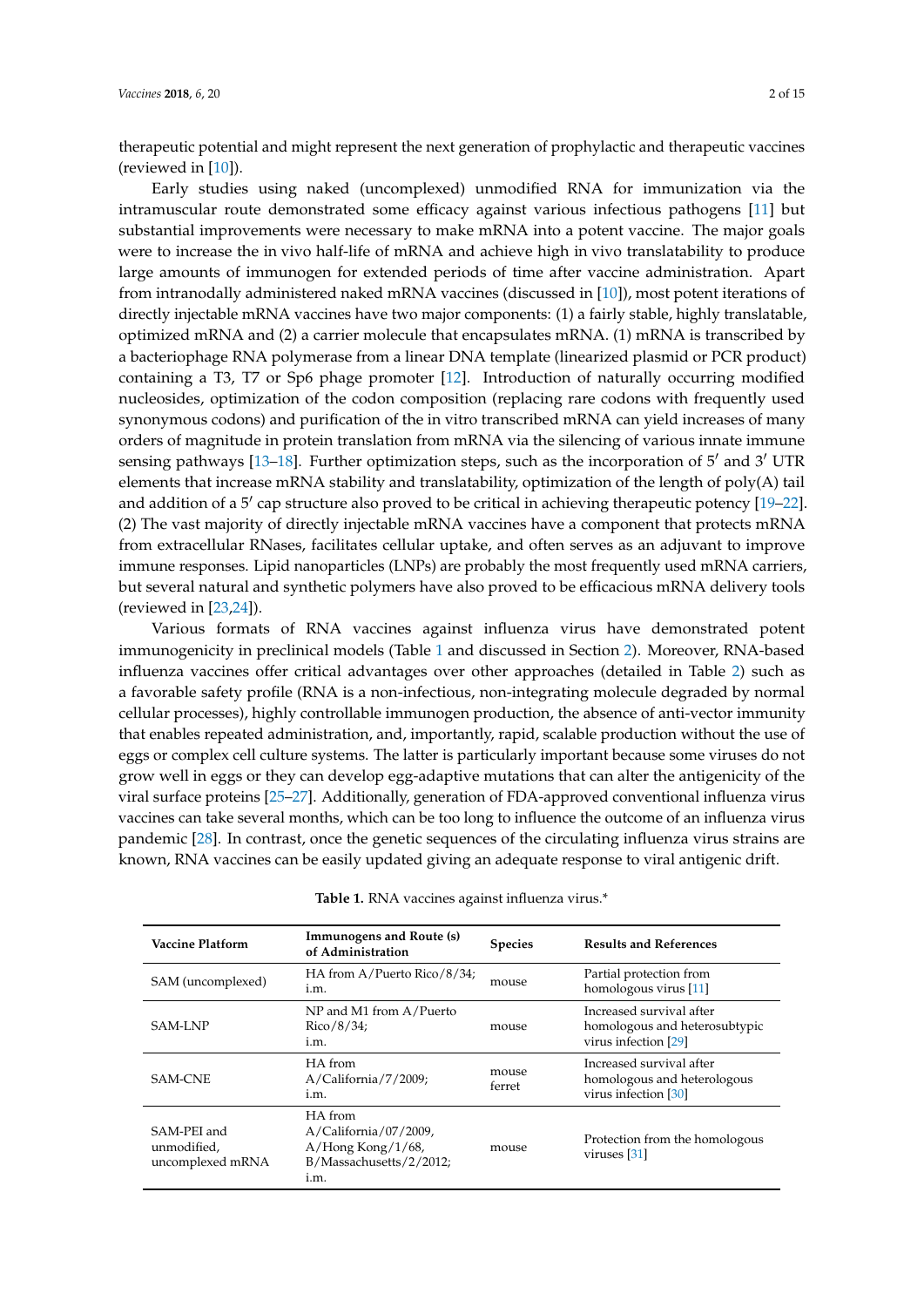therapeutic potential and might represent the next generation of prophylactic and therapeutic vaccines (reviewed in [10]).

Early studies using naked (uncomplexed) unmodified RNA for immunization via the intramuscular route demonstrated some efficacy against various infectious pathogens [11] but substantial improvements were necessary to make mRNA into a potent vaccine. The major goals were to increase the in vivo half-life of mRNA and achieve high in vivo translatability to produce large amounts of immunogen for extended periods of time after vaccine administration. Apart from intranodally administered naked mRNA vaccines (discussed in [10]), most potent iterations of directly injectable mRNA vaccines have two major components: (1) a fairly stable, highly translatable, optimized mRNA and (2) a carrier molecule that encapsulates mRNA. (1) mRNA is transcribed by a bacteriophage RNA polymerase from a linear DNA template (linearized plasmid or PCR product) containing a T3, T7 or Sp6 phage promoter [12]. Introduction of naturally occurring modified nucleosides, optimization of the codon composition (replacing rare codons with frequently used synonymous codons) and purification of the in vitro transcribed mRNA can yield increases of many orders of magnitude in protein translation from mRNA via the silencing of various innate immune sensing pathways [13–18]. Further optimization steps, such as the incorporation of 5′ and 3′ UTR elements that increase mRNA stability and translatability, optimization of the length of poly(A) tail and addition of a 5′ cap structure also proved to be critical in achieving therapeutic potency [19–22]. (2) The vast majority of directly injectable mRNA vaccines have a component that protects mRNA from extracellular RNases, facilitates cellular uptake, and often serves as an adjuvant to improve immune responses. Lipid nanoparticles (LNPs) are probably the most frequently used mRNA carriers, but several natural and synthetic polymers have also proved to be efficacious mRNA delivery tools (reviewed in [23,24]).

Various formats of RNA vaccines against influenza virus have demonstrated potent immunogenicity in preclinical models (Table 1 and discussed in Section 2). Moreover, RNA-based influenza vaccines offer critical advantages over other approaches (detailed in Table 2) such as a favorable safety profile (RNA is a non-infectious, non-integrating molecule degraded by normal cellular processes), highly controllable immunogen production, the absence of anti-vector immunity that enables repeated administration, and, importantly, rapid, scalable production without the use of eggs or complex cell culture systems. The latter is particularly important because some viruses do not grow well in eggs or they can develop egg-adaptive mutations that can alter the antigenicity of the viral surface proteins [25–27]. Additionally, generation of FDA-approved conventional influenza virus vaccines can take several months, which can be too long to influence the outcome of an influenza virus pandemic [28]. In contrast, once the genetic sequences of the circulating influenza virus strains are known, RNA vaccines can be easily updated giving an adequate response to viral antigenic drift.

**Table 1.** RNA vaccines against influenza virus.*

| Vaccine Platform | Immunogens and Route (s) of Administration | Species | Results and References |
|---|---|---|---|
| SAM (uncomplexed) | HA from A/Puerto Rico/8/34; i.m. | mouse | Partial protection from homologous virus [11] |
| SAM-LNP | NP and M1 from A/Puerto Rico/8/34; i.m. | mouse | Increased survival after homologous and heterosubtypic virus infection [29] |
| SAM-CNE | HA from A/California/7/2009; i.m. | mouse ferret | Increased survival after homologous and heterologous virus infection [30] |
| SAM-PEI and unmodified, uncomplexed mRNA | HA from A/California/07/2009, A/Hong Kong/1/68, B/Massachusetts/2/2012; i.m. | mouse | Protection from the homologous viruses [31] |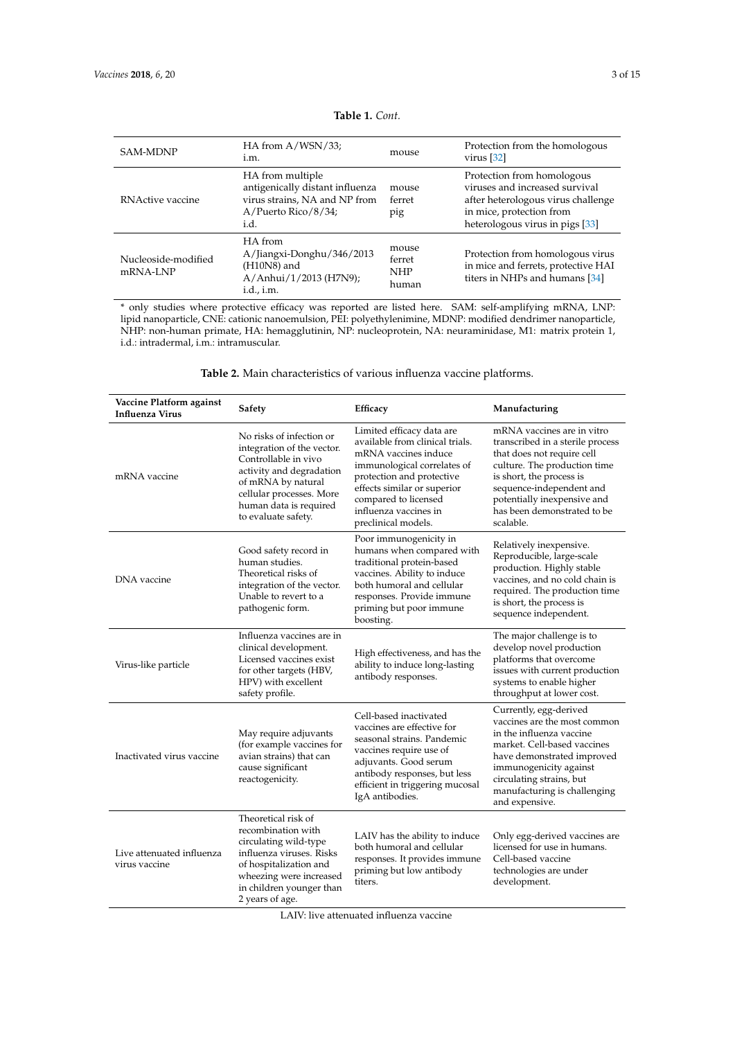**Table 1.** *Cont.*

| | | | |
|---|---|---|---|
| SAM-MDNP | HA from A/WSN/33; i.m. | mouse | Protection from the homologous virus [32] |
| RNActive vaccine | HA from multiple antigenically distant influenza virus strains, NA and NP from A/Puerto Rico/8/34; i.d. | mouse ferret pig | Protection from homologous viruses and increased survival after heterologous virus challenge in mice, protection from heterologous virus in pigs [33] |
| Nucleoside-modified mRNA-LNP | HA from A/Jiangxi-Donghu/346/2013 (H10N8) and A/Anhui/1/2013 (H7N9); i.d., i.m. | mouse ferret NHP human | Protection from homologous virus in mice and ferrets, protective HAI titers in NHPs and humans [34] |

* only studies where protective efficacy was reported are listed here. SAM: self-amplifying mRNA, LNP: lipid nanoparticle, CNE: cationic nanoemulsion, PEI: polyethylenimine, MDNP: modified dendrimer nanoparticle, NHP: non-human primate, HA: hemagglutinin, NP: nucleoprotein, NA: neuraminidase, M1: matrix protein 1, i.d.: intradermal, i.m.: intramuscular.

**Table 2.** Main characteristics of various influenza vaccine platforms.

| Vaccine Platform against Influenza Virus | Safety | Efficacy | Manufacturing |
|---|---|---|---|
| mRNA vaccine | No risks of infection or integration of the vector. Controllable in vivo activity and degradation of mRNA by natural cellular processes. More human data is required to evaluate safety. | Limited efficacy data are available from clinical trials. mRNA vaccines induce immunological correlates of protection and protective effects similar or superior compared to licensed influenza vaccines in preclinical models. | mRNA vaccines are in vitro transcribed in a sterile process that does not require cell culture. The production time is short, the process is sequence-independent and potentially inexpensive and has been demonstrated to be scalable. |
| DNA vaccine | Good safety record in human studies. Theoretical risks of integration of the vector. Unable to revert to a pathogenic form. | Poor immunogenicity in humans when compared with traditional protein-based vaccines. Ability to induce both humoral and cellular responses. Provide immune priming but poor immune boosting. | Relatively inexpensive. Reproducible, large-scale production. Highly stable vaccines, and no cold chain is required. The production time is short, the process is sequence independent. |
| Virus-like particle | Influenza vaccines are in clinical development. Licensed vaccines exist for other targets (HBV, HPV) with excellent safety profile. | High effectiveness, and has the ability to induce long-lasting antibody responses. | The major challenge is to develop novel production platforms that overcome issues with current production systems to enable higher throughput at lower cost. |
| Inactivated virus vaccine | May require adjuvants (for example vaccines for avian strains) that can cause significant reactogenicity. | Cell-based inactivated vaccines are effective for seasonal strains. Pandemic vaccines require use of adjuvants. Good serum antibody responses, but less efficient in triggering mucosal IgA antibodies. | Currently, egg-derived vaccines are the most common in the influenza vaccine market. Cell-based vaccines have demonstrated improved immunogenicity against circulating strains, but manufacturing is challenging and expensive. |
| Live attenuated influenza virus vaccine | Theoretical risk of recombination with circulating wild-type influenza viruses. Risks of hospitalization and wheezing were increased in children younger than 2 years of age. | LAIV has the ability to induce both humoral and cellular responses. It provides immune priming but low antibody titers. | Only egg-derived vaccines are licensed for use in humans. Cell-based vaccine technologies are under development. |

LAIV: live attenuated influenza vaccine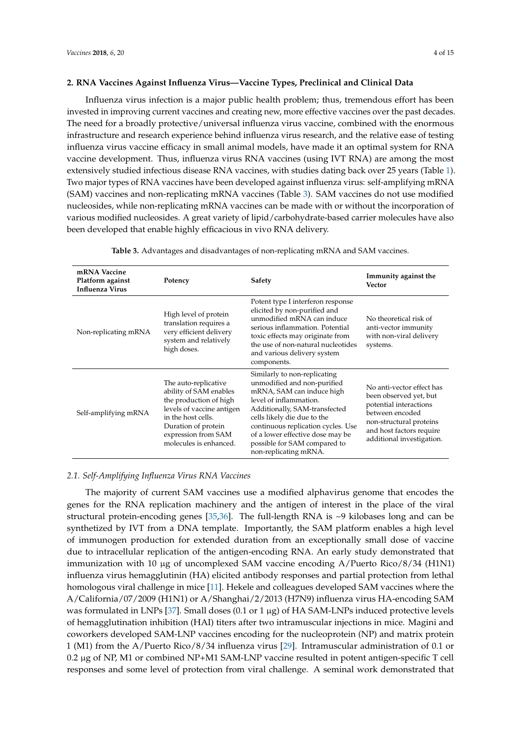## 2. RNA Vaccines Against Influenza Virus—Vaccine Types, Preclinical and Clinical Data

Influenza virus infection is a major public health problem; thus, tremendous effort has been invested in improving current vaccines and creating new, more effective vaccines over the past decades. The need for a broadly protective/universal influenza virus vaccine, combined with the enormous infrastructure and research experience behind influenza virus research, and the relative ease of testing influenza virus vaccine efficacy in small animal models, have made it an optimal system for RNA vaccine development. Thus, influenza virus RNA vaccines (using IVT RNA) are among the most extensively studied infectious disease RNA vaccines, with studies dating back over 25 years (Table 1). Two major types of RNA vaccines have been developed against influenza virus: self-amplifying mRNA (SAM) vaccines and non-replicating mRNA vaccines (Table 3). SAM vaccines do not use modified nucleosides, while non-replicating mRNA vaccines can be made with or without the incorporation of various modified nucleosides. A great variety of lipid/carbohydrate-based carrier molecules have also been developed that enable highly efficacious in vivo RNA delivery.

**Table 3.** Advantages and disadvantages of non-replicating mRNA and SAM vaccines.

| mRNA Vaccine Platform against Influenza Virus | Potency | Safety | Immunity against the Vector |
|---|---|---|---|
| Non-replicating mRNA | High level of protein translation requires a very efficient delivery system and relatively high doses. | Potent type I interferon response elicited by non-purified and unmodified mRNA can induce serious inflammation. Potential toxic effects may originate from the use of non-natural nucleotides and various delivery system components. | No theoretical risk of anti-vector immunity with non-viral delivery systems. |
| Self-amplifying mRNA | The auto-replicative ability of SAM enables the production of high levels of vaccine antigen in the host cells. Duration of protein expression from SAM molecules is enhanced. | Similarly to non-replicating unmodified and non-purified mRNA, SAM can induce high level of inflammation. Additionally, SAM-transfected cells likely die due to the continuous replication cycles. Use of a lower effective dose may be possible for SAM compared to non-replicating mRNA. | No anti-vector effect has been observed yet, but potential interactions between encoded non-structural proteins and host factors require additional investigation. |

### 2.1. *Self-Amplifying Influenza Virus RNA Vaccines*

The majority of current SAM vaccines use a modified alphavirus genome that encodes the genes for the RNA replication machinery and the antigen of interest in the place of the viral structural protein-encoding genes [35,36]. The full-length RNA is ~9 kilobases long and can be synthesized by IVT from a DNA template. Importantly, the SAM platform enables a high level of immunogen production for extended duration from an exceptionally small dose of vaccine due to intracellular replication of the antigen-encoding RNA. An early study demonstrated that immunization with 10 μg of uncomplexed SAM vaccine encoding A/Puerto Rico/8/34 (H1N1) influenza virus hemagglutinin (HA) elicited antibody responses and partial protection from lethal homologous viral challenge in mice [11]. Hekele and colleagues developed SAM vaccines where the A/California/07/2009 (H1N1) or A/Shanghai/2/2013 (H7N9) influenza virus HA-encoding SAM was formulated in LNPs [37]. Small doses (0.1 or 1 μg) of HA SAM-LNPs induced protective levels of hemagglutination inhibition (HAI) titers after two intramuscular injections in mice. Magini and coworkers developed SAM-LNP vaccines encoding for the nucleoprotein (NP) and matrix protein 1 (M1) from the A/Puerto Rico/8/34 influenza virus [29]. Intramuscular administration of 0.1 or 0.2 μg of NP, M1 or combined NP+M1 SAM-LNP vaccine resulted in potent antigen-specific T cell responses and some level of protection from viral challenge. A seminal work demonstrated that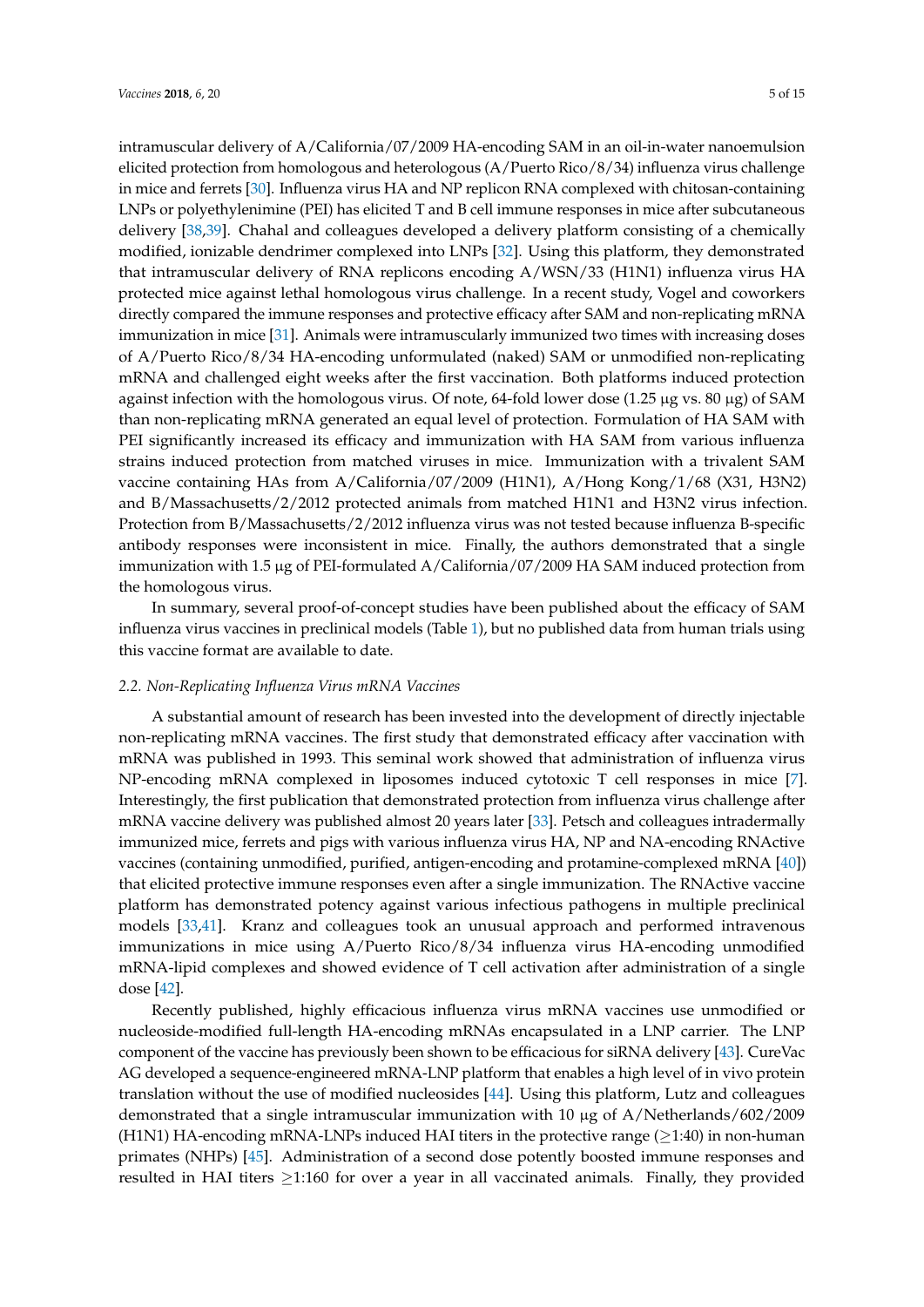intramuscular delivery of A/California/07/2009 HA-encoding SAM in an oil-in-water nanoemulsion elicited protection from homologous and heterologous (A/Puerto Rico/8/34) influenza virus challenge in mice and ferrets [30]. Influenza virus HA and NP replicon RNA complexed with chitosan-containing LNPs or polyethylenimine (PEI) has elicited T and B cell immune responses in mice after subcutaneous delivery [38,39]. Chahal and colleagues developed a delivery platform consisting of a chemically modified, ionizable dendrimer complexed into LNPs [32]. Using this platform, they demonstrated that intramuscular delivery of RNA replicons encoding A/WSN/33 (H1N1) influenza virus HA protected mice against lethal homologous virus challenge. In a recent study, Vogel and coworkers directly compared the immune responses and protective efficacy after SAM and non-replicating mRNA immunization in mice [31]. Animals were intramuscularly immunized two times with increasing doses of A/Puerto Rico/8/34 HA-encoding unformulated (naked) SAM or unmodified non-replicating mRNA and challenged eight weeks after the first vaccination. Both platforms induced protection against infection with the homologous virus. Of note, 64-fold lower dose (1.25 μg vs. 80 μg) of SAM than non-replicating mRNA generated an equal level of protection. Formulation of HA SAM with PEI significantly increased its efficacy and immunization with HA SAM from various influenza strains induced protection from matched viruses in mice. Immunization with a trivalent SAM vaccine containing HAs from A/California/07/2009 (H1N1), A/Hong Kong/1/68 (X31, H3N2) and B/Massachusetts/2/2012 protected animals from matched H1N1 and H3N2 virus infection. Protection from B/Massachusetts/2/2012 influenza virus was not tested because influenza B-specific antibody responses were inconsistent in mice. Finally, the authors demonstrated that a single immunization with 1.5 μg of PEI-formulated A/California/07/2009 HA SAM induced protection from the homologous virus.

In summary, several proof-of-concept studies have been published about the efficacy of SAM influenza virus vaccines in preclinical models (Table 1), but no published data from human trials using this vaccine format are available to date.

### *2.2. Non-Replicating Influenza Virus mRNA Vaccines*

A substantial amount of research has been invested into the development of directly injectable non-replicating mRNA vaccines. The first study that demonstrated efficacy after vaccination with mRNA was published in 1993. This seminal work showed that administration of influenza virus NP-encoding mRNA complexed in liposomes induced cytotoxic T cell responses in mice [7]. Interestingly, the first publication that demonstrated protection from influenza virus challenge after mRNA vaccine delivery was published almost 20 years later [33]. Petsch and colleagues intradermally immunized mice, ferrets and pigs with various influenza virus HA, NP and NA-encoding RNActive vaccines (containing unmodified, purified, antigen-encoding and protamine-complexed mRNA [40]) that elicited protective immune responses even after a single immunization. The RNActive vaccine platform has demonstrated potency against various infectious pathogens in multiple preclinical models [33,41]. Kranz and colleagues took an unusual approach and performed intravenous immunizations in mice using A/Puerto Rico/8/34 influenza virus HA-encoding unmodified mRNA-lipid complexes and showed evidence of T cell activation after administration of a single dose [42].

Recently published, highly efficacious influenza virus mRNA vaccines use unmodified or nucleoside-modified full-length HA-encoding mRNAs encapsulated in a LNP carrier. The LNP component of the vaccine has previously been shown to be efficacious for siRNA delivery [43]. CureVac AG developed a sequence-engineered mRNA-LNP platform that enables a high level of in vivo protein translation without the use of modified nucleosides [44]. Using this platform, Lutz and colleagues demonstrated that a single intramuscular immunization with 10 μg of A/Netherlands/602/2009 (H1N1) HA-encoding mRNA-LNPs induced HAI titers in the protective range (≥1:40) in non-human primates (NHPs) [45]. Administration of a second dose potently boosted immune responses and resulted in HAI titers ≥1:160 for over a year in all vaccinated animals. Finally, they provided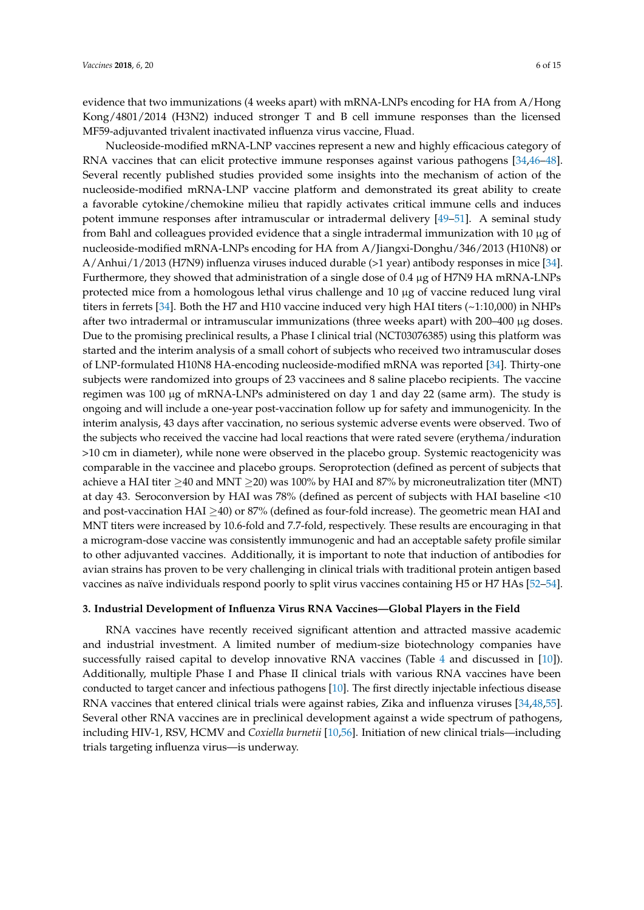evidence that two immunizations (4 weeks apart) with mRNA-LNPs encoding for HA from A/Hong Kong/4801/2014 (H3N2) induced stronger T and B cell immune responses than the licensed MF59-adjuvanted trivalent inactivated influenza virus vaccine, Fluad.

Nucleoside-modified mRNA-LNP vaccines represent a new and highly efficacious category of RNA vaccines that can elicit protective immune responses against various pathogens [34,46–48]. Several recently published studies provided some insights into the mechanism of action of the nucleoside-modified mRNA-LNP vaccine platform and demonstrated its great ability to create a favorable cytokine/chemokine milieu that rapidly activates critical immune cells and induces potent immune responses after intramuscular or intradermal delivery [49–51]. A seminal study from Bahl and colleagues provided evidence that a single intradermal immunization with 10 µg of nucleoside-modified mRNA-LNPs encoding for HA from A/Jiangxi-Donghu/346/2013 (H10N8) or A/Anhui/1/2013 (H7N9) influenza viruses induced durable (>1 year) antibody responses in mice [34]. Furthermore, they showed that administration of a single dose of 0.4 µg of H7N9 HA mRNA-LNPs protected mice from a homologous lethal virus challenge and 10 µg of vaccine reduced lung viral titers in ferrets [34]. Both the H7 and H10 vaccine induced very high HAI titers (~1:10,000) in NHPs after two intradermal or intramuscular immunizations (three weeks apart) with 200–400 µg doses. Due to the promising preclinical results, a Phase I clinical trial (NCT03076385) using this platform was started and the interim analysis of a small cohort of subjects who received two intramuscular doses of LNP-formulated H10N8 HA-encoding nucleoside-modified mRNA was reported [34]. Thirty-one subjects were randomized into groups of 23 vaccinees and 8 saline placebo recipients. The vaccine regimen was 100 µg of mRNA-LNPs administered on day 1 and day 22 (same arm). The study is ongoing and will include a one-year post-vaccination follow up for safety and immunogenicity. In the interim analysis, 43 days after vaccination, no serious systemic adverse events were observed. Two of the subjects who received the vaccine had local reactions that were rated severe (erythema/induration >10 cm in diameter), while none were observed in the placebo group. Systemic reactogenicity was comparable in the vaccinee and placebo groups. Seroprotection (defined as percent of subjects that achieve a HAI titer $\geq$40 and MNT $\geq$20) was 100% by HAI and 87% by microneutralization titer (MNT) at day 43. Seroconversion by HAI was 78% (defined as percent of subjects with HAI baseline <10 and post-vaccination HAI $\geq$40) or 87% (defined as four-fold increase). The geometric mean HAI and MNT titers were increased by 10.6-fold and 7.7-fold, respectively. These results are encouraging in that a microgram-dose vaccine was consistently immunogenic and had an acceptable safety profile similar to other adjuvanted vaccines. Additionally, it is important to note that induction of antibodies for avian strains has proven to be very challenging in clinical trials with traditional protein antigen based vaccines as naïve individuals respond poorly to split virus vaccines containing H5 or H7 HAs [52–54].

## 3. Industrial Development of Influenza Virus RNA Vaccines—Global Players in the Field

RNA vaccines have recently received significant attention and attracted massive academic and industrial investment. A limited number of medium-size biotechnology companies have successfully raised capital to develop innovative RNA vaccines (Table 4 and discussed in [10]). Additionally, multiple Phase I and Phase II clinical trials with various RNA vaccines have been conducted to target cancer and infectious pathogens [10]. The first directly injectable infectious disease RNA vaccines that entered clinical trials were against rabies, Zika and influenza viruses [34,48,55]. Several other RNA vaccines are in preclinical development against a wide spectrum of pathogens, including HIV-1, RSV, HCMV and *Coxiella burnetii* [10,56]. Initiation of new clinical trials—including trials targeting influenza virus—is underway.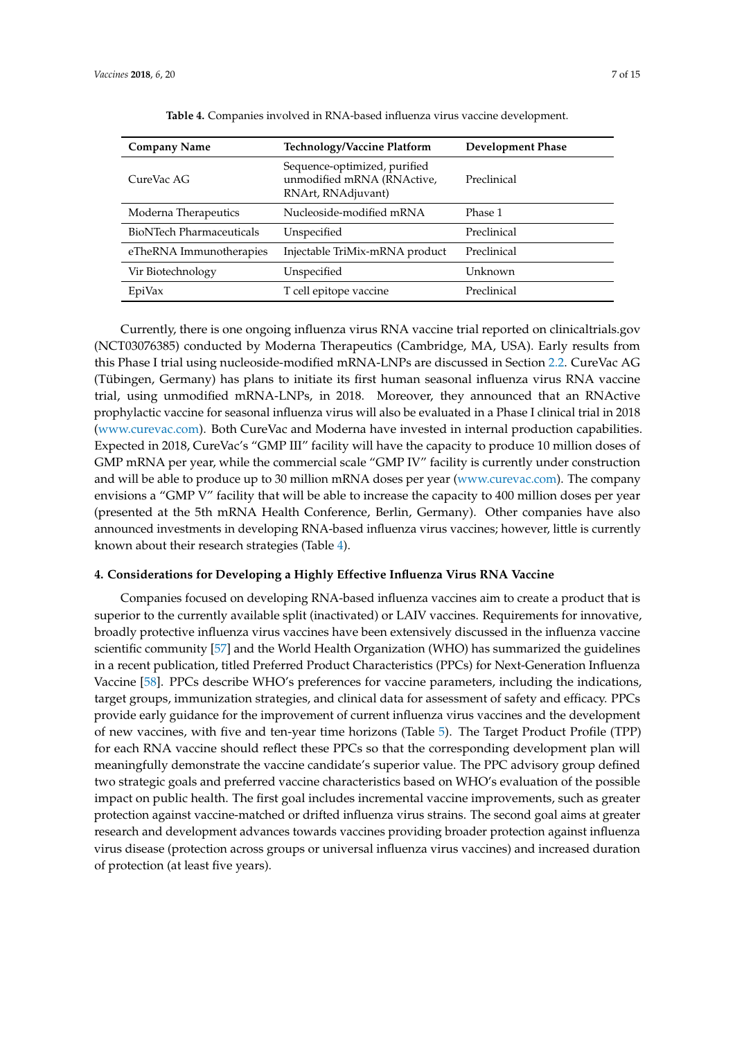**Table 4.** Companies involved in RNA-based influenza virus vaccine development.

| Company Name | Technology/Vaccine Platform | Development Phase |
|---|---|---|
| CureVac AG | Sequence-optimized, purified unmodified mRNA (RNActive, RNArt, RNAdjuvant) | Preclinical |
| Moderna Therapeutics | Nucleoside-modified mRNA | Phase 1 |
| BioNTech Pharmaceuticals | Unspecified | Preclinical |
| eTheRNA Immunotherapies | Injectable TriMix-mRNA product | Preclinical |
| Vir Biotechnology | Unspecified | Unknown |
| EpiVax | T cell epitope vaccine | Preclinical |

Currently, there is one ongoing influenza virus RNA vaccine trial reported on clinicaltrials.gov (NCT03076385) conducted by Moderna Therapeutics (Cambridge, MA, USA). Early results from this Phase I trial using nucleoside-modified mRNA-LNPs are discussed in Section 2.2. CureVac AG (Tübingen, Germany) has plans to initiate its first human seasonal influenza virus RNA vaccine trial, using unmodified mRNA-LNPs, in 2018. Moreover, they announced that an RNActive prophylactic vaccine for seasonal influenza virus will also be evaluated in a Phase I clinical trial in 2018 (www.curevac.com). Both CureVac and Moderna have invested in internal production capabilities. Expected in 2018, CureVac's "GMP III" facility will have the capacity to produce 10 million doses of GMP mRNA per year, while the commercial scale "GMP IV" facility is currently under construction and will be able to produce up to 30 million mRNA doses per year (www.curevac.com). The company envisions a "GMP V" facility that will be able to increase the capacity to 400 million doses per year (presented at the 5th mRNA Health Conference, Berlin, Germany). Other companies have also announced investments in developing RNA-based influenza virus vaccines; however, little is currently known about their research strategies (Table 4).

#### 4. Considerations for Developing a Highly Effective Influenza Virus RNA Vaccine

Companies focused on developing RNA-based influenza vaccines aim to create a product that is superior to the currently available split (inactivated) or LAIV vaccines. Requirements for innovative, broadly protective influenza virus vaccines have been extensively discussed in the influenza vaccine scientific community [57] and the World Health Organization (WHO) has summarized the guidelines in a recent publication, titled Preferred Product Characteristics (PPCs) for Next-Generation Influenza Vaccine [58]. PPCs describe WHO's preferences for vaccine parameters, including the indications, target groups, immunization strategies, and clinical data for assessment of safety and efficacy. PPCs provide early guidance for the improvement of current influenza virus vaccines and the development of new vaccines, with five and ten-year time horizons (Table 5). The Target Product Profile (TPP) for each RNA vaccine should reflect these PPCs so that the corresponding development plan will meaningfully demonstrate the vaccine candidate's superior value. The PPC advisory group defined two strategic goals and preferred vaccine characteristics based on WHO's evaluation of the possible impact on public health. The first goal includes incremental vaccine improvements, such as greater protection against vaccine-matched or drifted influenza virus strains. The second goal aims at greater research and development advances towards vaccines providing broader protection against influenza virus disease (protection across groups or universal influenza virus vaccines) and increased duration of protection (at least five years).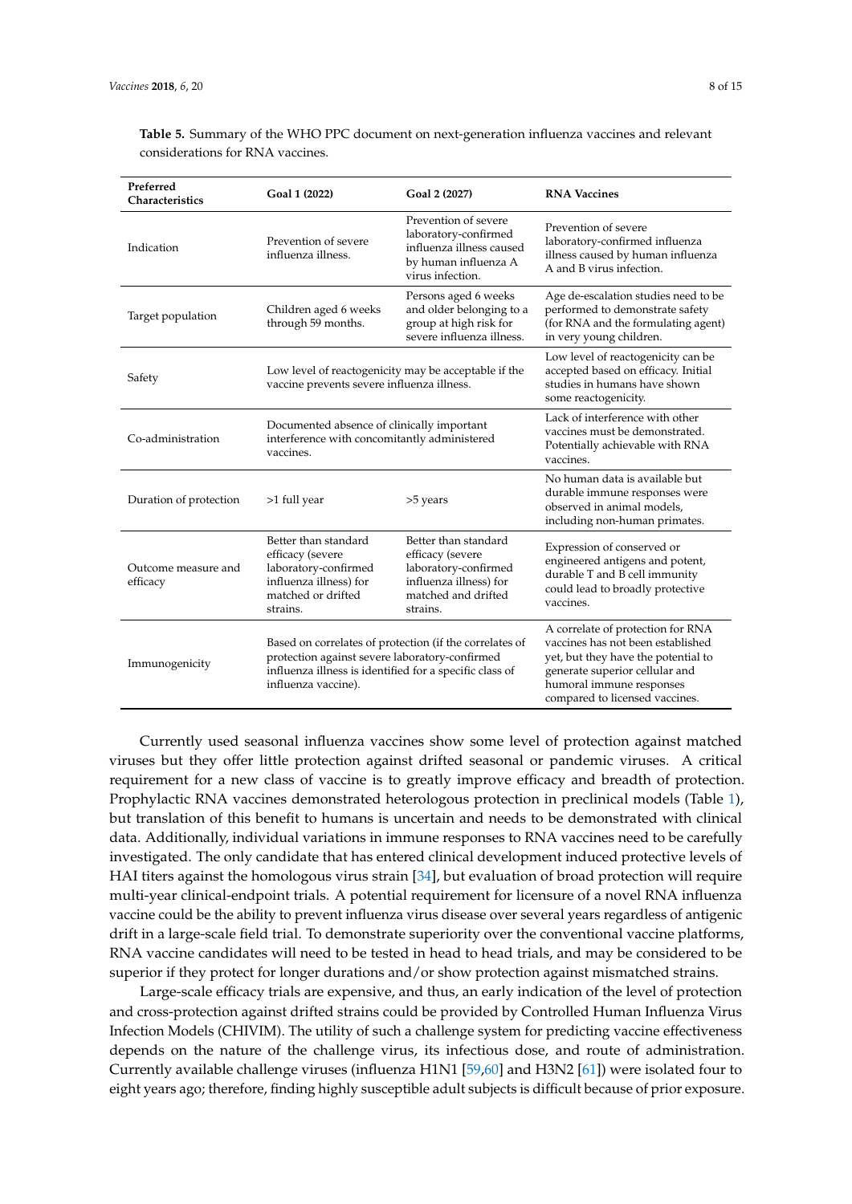**Table 5.** Summary of the WHO PPC document on next-generation influenza vaccines and relevant considerations for RNA vaccines.

| Preferred Characteristics | Goal 1 (2022) | Goal 2 (2027) | RNA Vaccines |
|---|---|---|---|
| Indication | Prevention of severe influenza illness. | Prevention of severe laboratory-confirmed influenza illness caused by human influenza A virus infection. | Prevention of severe laboratory-confirmed influenza illness caused by human influenza A and B virus infection. |
| Target population | Children aged 6 weeks through 59 months. | Persons aged 6 weeks and older belonging to a group at high risk for severe influenza illness. | Age de-escalation studies need to be performed to demonstrate safety (for RNA and the formulating agent) in very young children. |
| Safety | Low level of reactogenicity may be acceptable if the vaccine prevents severe influenza illness. | | Low level of reactogenicity can be accepted based on efficacy. Initial studies in humans have shown some reactogenicity. |
| Co-administration | Documented absence of clinically important interference with concomitantly administered vaccines. | | Lack of interference with other vaccines must be demonstrated. Potentially achievable with RNA vaccines. |
| Duration of protection | >1 full year | >5 years | No human data is available but durable immune responses were observed in animal models, including non-human primates. |
| Outcome measure and efficacy | Better than standard efficacy (severe laboratory-confirmed influenza illness) for matched or drifted strains. | Better than standard efficacy (severe laboratory-confirmed influenza illness) for matched and drifted strains. | Expression of conserved or engineered antigens and potent, durable T and B cell immunity could lead to broadly protective vaccines. |
| Immunogenicity | Based on correlates of protection (if the correlates of protection against severe laboratory-confirmed influenza illness is identified for a specific class of influenza vaccine). | | A correlate of protection for RNA vaccines has not been established yet, but they have the potential to generate superior cellular and humoral immune responses compared to licensed vaccines. |

Currently used seasonal influenza vaccines show some level of protection against matched viruses but they offer little protection against drifted seasonal or pandemic viruses. A critical requirement for a new class of vaccine is to greatly improve efficacy and breadth of protection. Prophylactic RNA vaccines demonstrated heterologous protection in preclinical models (Table 1), but translation of this benefit to humans is uncertain and needs to be demonstrated with clinical data. Additionally, individual variations in immune responses to RNA vaccines need to be carefully investigated. The only candidate that has entered clinical development induced protective levels of HAI titers against the homologous virus strain [34], but evaluation of broad protection will require multi-year clinical-endpoint trials. A potential requirement for licensure of a novel RNA influenza vaccine could be the ability to prevent influenza virus disease over several years regardless of antigenic drift in a large-scale field trial. To demonstrate superiority over the conventional vaccine platforms, RNA vaccine candidates will need to be tested in head to head trials, and may be considered to be superior if they protect for longer durations and/or show protection against mismatched strains.

Large-scale efficacy trials are expensive, and thus, an early indication of the level of protection and cross-protection against drifted strains could be provided by Controlled Human Influenza Virus Infection Models (CHIVIM). The utility of such a challenge system for predicting vaccine effectiveness depends on the nature of the challenge virus, its infectious dose, and route of administration. Currently available challenge viruses (influenza H1N1 [59,60] and H3N2 [61]) were isolated four to eight years ago; therefore, finding highly susceptible adult subjects is difficult because of prior exposure.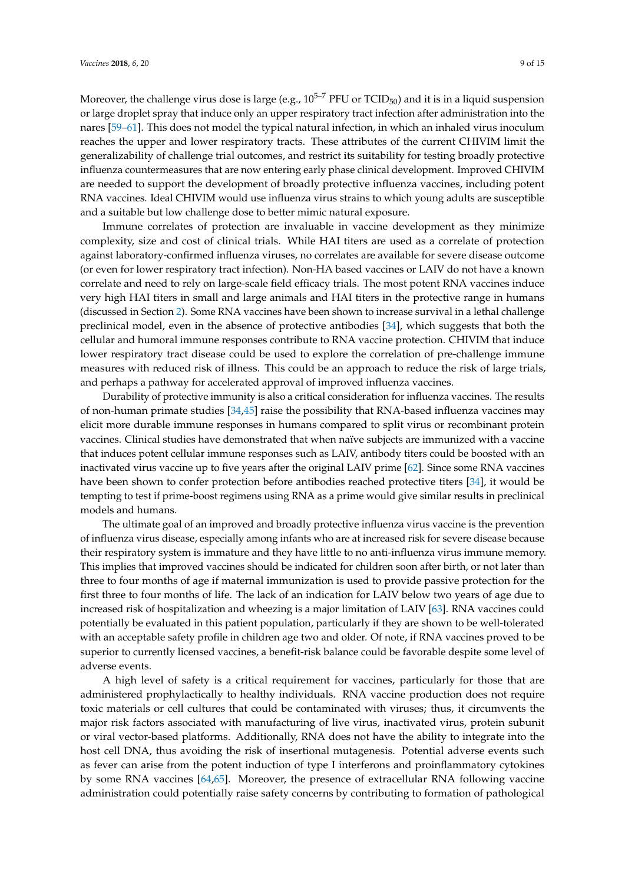Moreover, the challenge virus dose is large (e.g., $10^{5–7}$ PFU or $TCID_{50}$) and it is in a liquid suspension or large droplet spray that induce only an upper respiratory tract infection after administration into the nares [59–61]. This does not model the typical natural infection, in which an inhaled virus inoculum reaches the upper and lower respiratory tracts. These attributes of the current CHIVIM limit the generalizability of challenge trial outcomes, and restrict its suitability for testing broadly protective influenza countermeasures that are now entering early phase clinical development. Improved CHIVIM are needed to support the development of broadly protective influenza vaccines, including potent RNA vaccines. Ideal CHIVIM would use influenza virus strains to which young adults are susceptible and a suitable but low challenge dose to better mimic natural exposure.

Immune correlates of protection are invaluable in vaccine development as they minimize complexity, size and cost of clinical trials. While HAI titers are used as a correlate of protection against laboratory-confirmed influenza viruses, no correlates are available for severe disease outcome (or even for lower respiratory tract infection). Non-HA based vaccines or LAIV do not have a known correlate and need to rely on large-scale field efficacy trials. The most potent RNA vaccines induce very high HAI titers in small and large animals and HAI titers in the protective range in humans (discussed in Section 2). Some RNA vaccines have been shown to increase survival in a lethal challenge preclinical model, even in the absence of protective antibodies [34], which suggests that both the cellular and humoral immune responses contribute to RNA vaccine protection. CHIVIM that induce lower respiratory tract disease could be used to explore the correlation of pre-challenge immune measures with reduced risk of illness. This could be an approach to reduce the risk of large trials, and perhaps a pathway for accelerated approval of improved influenza vaccines.

Durability of protective immunity is also a critical consideration for influenza vaccines. The results of non-human primate studies [34,45] raise the possibility that RNA-based influenza vaccines may elicit more durable immune responses in humans compared to split virus or recombinant protein vaccines. Clinical studies have demonstrated that when naïve subjects are immunized with a vaccine that induces potent cellular immune responses such as LAIV, antibody titers could be boosted with an inactivated virus vaccine up to five years after the original LAIV prime [62]. Since some RNA vaccines have been shown to confer protection before antibodies reached protective titers [34], it would be tempting to test if prime-boost regimens using RNA as a prime would give similar results in preclinical models and humans.

The ultimate goal of an improved and broadly protective influenza virus vaccine is the prevention of influenza virus disease, especially among infants who are at increased risk for severe disease because their respiratory system is immature and they have little to no anti-influenza virus immune memory. This implies that improved vaccines should be indicated for children soon after birth, or not later than three to four months of age if maternal immunization is used to provide passive protection for the first three to four months of life. The lack of an indication for LAIV below two years of age due to increased risk of hospitalization and wheezing is a major limitation of LAIV [63]. RNA vaccines could potentially be evaluated in this patient population, particularly if they are shown to be well-tolerated with an acceptable safety profile in children age two and older. Of note, if RNA vaccines proved to be superior to currently licensed vaccines, a benefit-risk balance could be favorable despite some level of adverse events.

A high level of safety is a critical requirement for vaccines, particularly for those that are administered prophylactically to healthy individuals. RNA vaccine production does not require toxic materials or cell cultures that could be contaminated with viruses; thus, it circumvents the major risk factors associated with manufacturing of live virus, inactivated virus, protein subunit or viral vector-based platforms. Additionally, RNA does not have the ability to integrate into the host cell DNA, thus avoiding the risk of insertional mutagenesis. Potential adverse events such as fever can arise from the potent induction of type I interferons and proinflammatory cytokines by some RNA vaccines [64,65]. Moreover, the presence of extracellular RNA following vaccine administration could potentially raise safety concerns by contributing to formation of pathological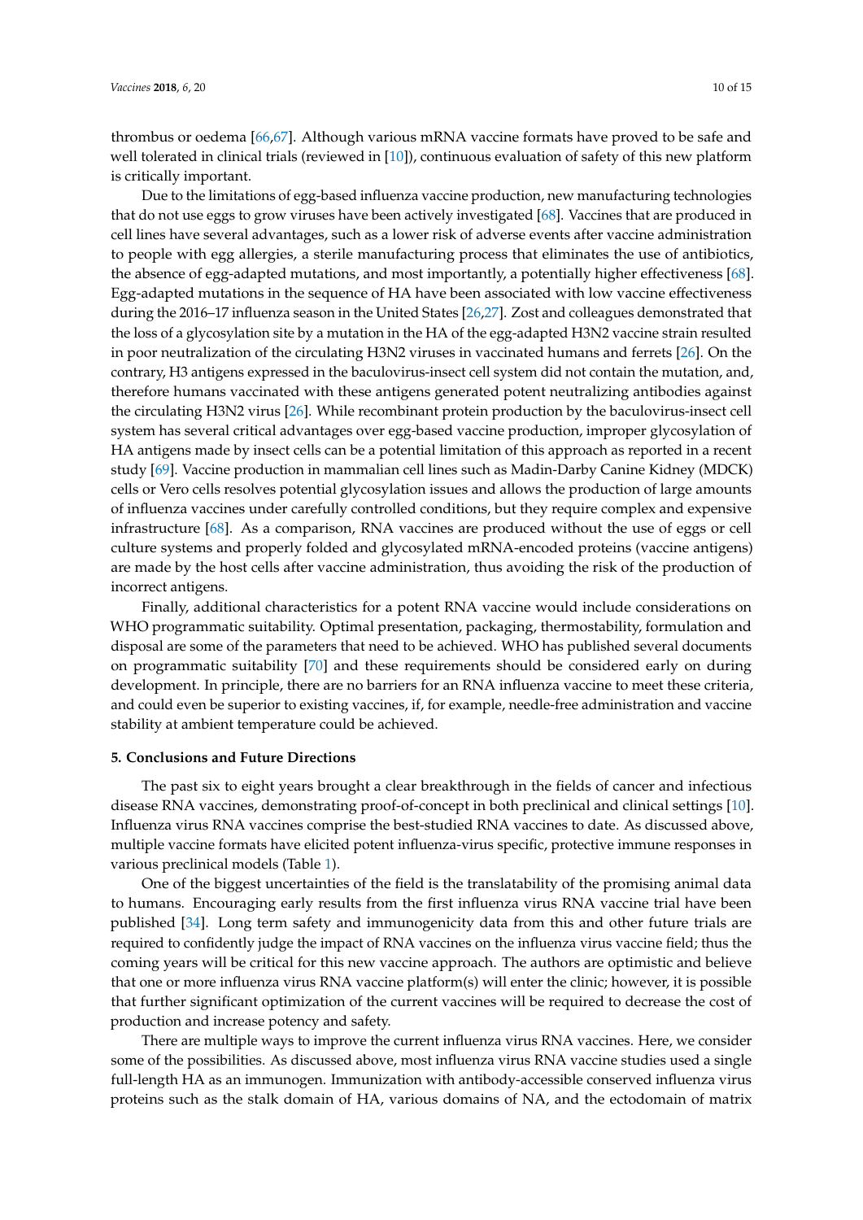thrombus or oedema [66,67]. Although various mRNA vaccine formats have proved to be safe and well tolerated in clinical trials (reviewed in [10]), continuous evaluation of safety of this new platform is critically important.

Due to the limitations of egg-based influenza vaccine production, new manufacturing technologies that do not use eggs to grow viruses have been actively investigated [68]. Vaccines that are produced in cell lines have several advantages, such as a lower risk of adverse events after vaccine administration to people with egg allergies, a sterile manufacturing process that eliminates the use of antibiotics, the absence of egg-adapted mutations, and most importantly, a potentially higher effectiveness [68]. Egg-adapted mutations in the sequence of HA have been associated with low vaccine effectiveness during the 2016–17 influenza season in the United States [26,27]. Zost and colleagues demonstrated that the loss of a glycosylation site by a mutation in the HA of the egg-adapted H3N2 vaccine strain resulted in poor neutralization of the circulating H3N2 viruses in vaccinated humans and ferrets [26]. On the contrary, H3 antigens expressed in the baculovirus-insect cell system did not contain the mutation, and, therefore humans vaccinated with these antigens generated potent neutralizing antibodies against the circulating H3N2 virus [26]. While recombinant protein production by the baculovirus-insect cell system has several critical advantages over egg-based vaccine production, improper glycosylation of HA antigens made by insect cells can be a potential limitation of this approach as reported in a recent study [69]. Vaccine production in mammalian cell lines such as Madin-Darby Canine Kidney (MDCK) cells or Vero cells resolves potential glycosylation issues and allows the production of large amounts of influenza vaccines under carefully controlled conditions, but they require complex and expensive infrastructure [68]. As a comparison, RNA vaccines are produced without the use of eggs or cell culture systems and properly folded and glycosylated mRNA-encoded proteins (vaccine antigens) are made by the host cells after vaccine administration, thus avoiding the risk of the production of incorrect antigens.

Finally, additional characteristics for a potent RNA vaccine would include considerations on WHO programmatic suitability. Optimal presentation, packaging, thermostability, formulation and disposal are some of the parameters that need to be achieved. WHO has published several documents on programmatic suitability [70] and these requirements should be considered early on during development. In principle, there are no barriers for an RNA influenza vaccine to meet these criteria, and could even be superior to existing vaccines, if, for example, needle-free administration and vaccine stability at ambient temperature could be achieved.

## 5. Conclusions and Future Directions

The past six to eight years brought a clear breakthrough in the fields of cancer and infectious disease RNA vaccines, demonstrating proof-of-concept in both preclinical and clinical settings [10]. Influenza virus RNA vaccines comprise the best-studied RNA vaccines to date. As discussed above, multiple vaccine formats have elicited potent influenza-virus specific, protective immune responses in various preclinical models (Table 1).

One of the biggest uncertainties of the field is the translatability of the promising animal data to humans. Encouraging early results from the first influenza virus RNA vaccine trial have been published [34]. Long term safety and immunogenicity data from this and other future trials are required to confidently judge the impact of RNA vaccines on the influenza virus vaccine field; thus the coming years will be critical for this new vaccine approach. The authors are optimistic and believe that one or more influenza virus RNA vaccine platform(s) will enter the clinic; however, it is possible that further significant optimization of the current vaccines will be required to decrease the cost of production and increase potency and safety.

There are multiple ways to improve the current influenza virus RNA vaccines. Here, we consider some of the possibilities. As discussed above, most influenza virus RNA vaccine studies used a single full-length HA as an immunogen. Immunization with antibody-accessible conserved influenza virus proteins such as the stalk domain of HA, various domains of NA, and the ectodomain of matrix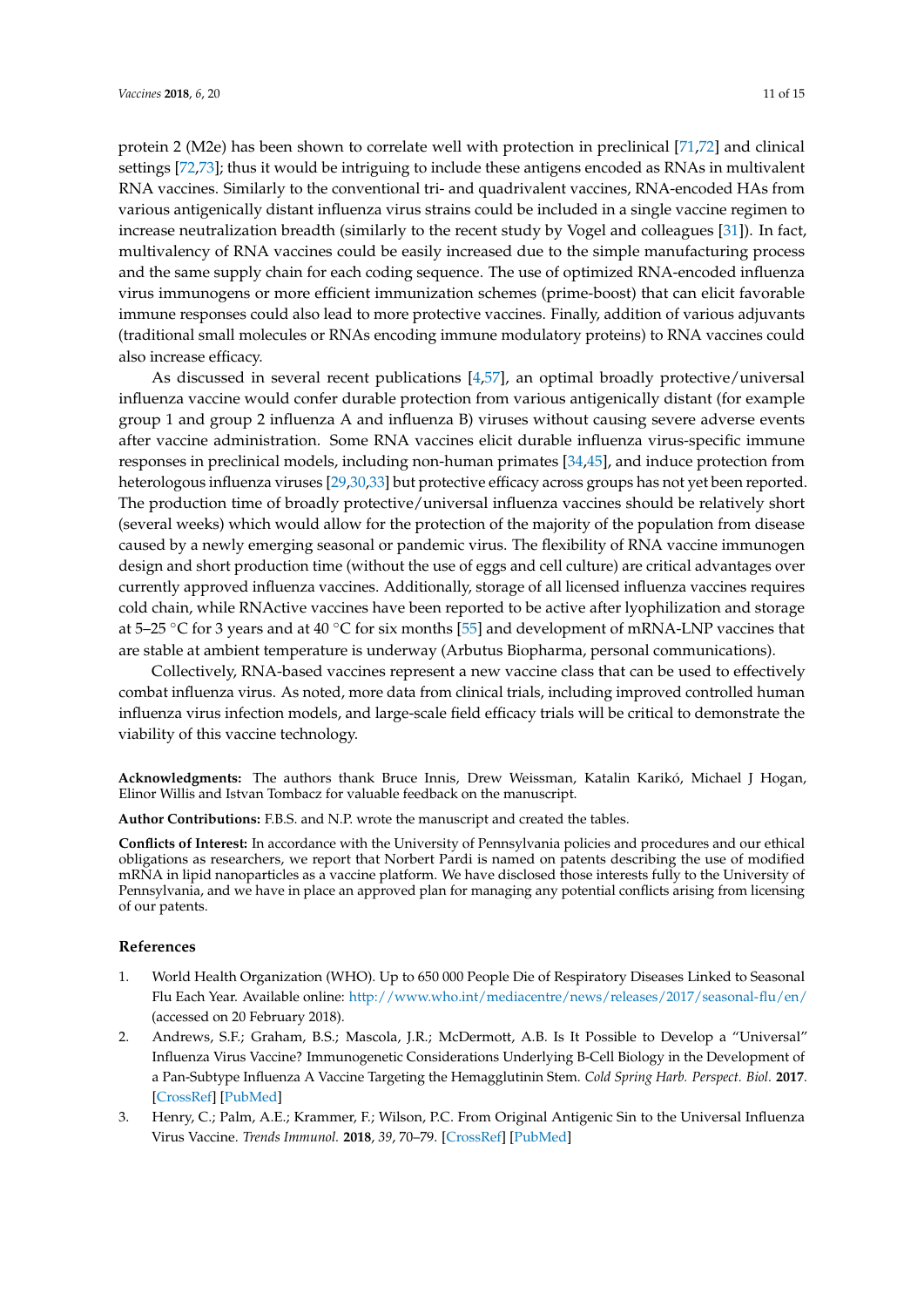protein 2 (M2e) has been shown to correlate well with protection in preclinical [71,72] and clinical settings [72,73]; thus it would be intriguing to include these antigens encoded as RNAs in multivalent RNA vaccines. Similarly to the conventional tri- and quadrivalent vaccines, RNA-encoded HAs from various antigenically distant influenza virus strains could be included in a single vaccine regimen to increase neutralization breadth (similarly to the recent study by Vogel and colleagues [31]). In fact, multivalency of RNA vaccines could be easily increased due to the simple manufacturing process and the same supply chain for each coding sequence. The use of optimized RNA-encoded influenza virus immunogens or more efficient immunization schemes (prime-boost) that can elicit favorable immune responses could also lead to more protective vaccines. Finally, addition of various adjuvants (traditional small molecules or RNAs encoding immune modulatory proteins) to RNA vaccines could also increase efficacy.

As discussed in several recent publications [4,57], an optimal broadly protective/universal influenza vaccine would confer durable protection from various antigenically distant (for example group 1 and group 2 influenza A and influenza B) viruses without causing severe adverse events after vaccine administration. Some RNA vaccines elicit durable influenza virus-specific immune responses in preclinical models, including non-human primates [34,45], and induce protection from heterologous influenza viruses [29,30,33] but protective efficacy across groups has not yet been reported. The production time of broadly protective/universal influenza vaccines should be relatively short (several weeks) which would allow for the protection of the majority of the population from disease caused by a newly emerging seasonal or pandemic virus. The flexibility of RNA vaccine immunogen design and short production time (without the use of eggs and cell culture) are critical advantages over currently approved influenza vaccines. Additionally, storage of all licensed influenza vaccines requires cold chain, while RNActive vaccines have been reported to be active after lyophilization and storage at 5–25 °C for 3 years and at 40 °C for six months [55] and development of mRNA-LNP vaccines that are stable at ambient temperature is underway (Arbutus Biopharma, personal communications).

Collectively, RNA-based vaccines represent a new vaccine class that can be used to effectively combat influenza virus. As noted, more data from clinical trials, including improved controlled human influenza virus infection models, and large-scale field efficacy trials will be critical to demonstrate the viability of this vaccine technology.

**Acknowledgments:** The authors thank Bruce Innis, Drew Weissman, Katalin Karikó, Michael J Hogan, Elinor Willis and Istvan Tombacz for valuable feedback on the manuscript.

**Author Contributions:** F.B.S. and N.P. wrote the manuscript and created the tables.

**Conflicts of Interest:** In accordance with the University of Pennsylvania policies and procedures and our ethical obligations as researchers, we report that Norbert Pardi is named on patents describing the use of modified mRNA in lipid nanoparticles as a vaccine platform. We have disclosed those interests fully to the University of Pennsylvania, and we have in place an approved plan for managing any potential conflicts arising from licensing of our patents.

## References

1. World Health Organization (WHO). Up to 650 000 People Die of Respiratory Diseases Linked to Seasonal Flu Each Year. Available online: http://www.who.int/mediacentre/news/releases/2017/seasonal-flu/en/ (accessed on 20 February 2018).
2. Andrews, S.F.; Graham, B.S.; Mascola, J.R.; McDermott, A.B. Is It Possible to Develop a "Universal" Influenza Virus Vaccine? Immunogenetic Considerations Underlying B-Cell Biology in the Development of a Pan-Subtype Influenza A Vaccine Targeting the Hemagglutinin Stem. *Cold Spring Harb. Perspect. Biol.* **2017**. [CrossRef] [PubMed]
3. Henry, C.; Palm, A.E.; Krammer, F.; Wilson, P.C. From Original Antigenic Sin to the Universal Influenza Virus Vaccine. *Trends Immunol.* **2018**, *39*, 70–79. [CrossRef] [PubMed]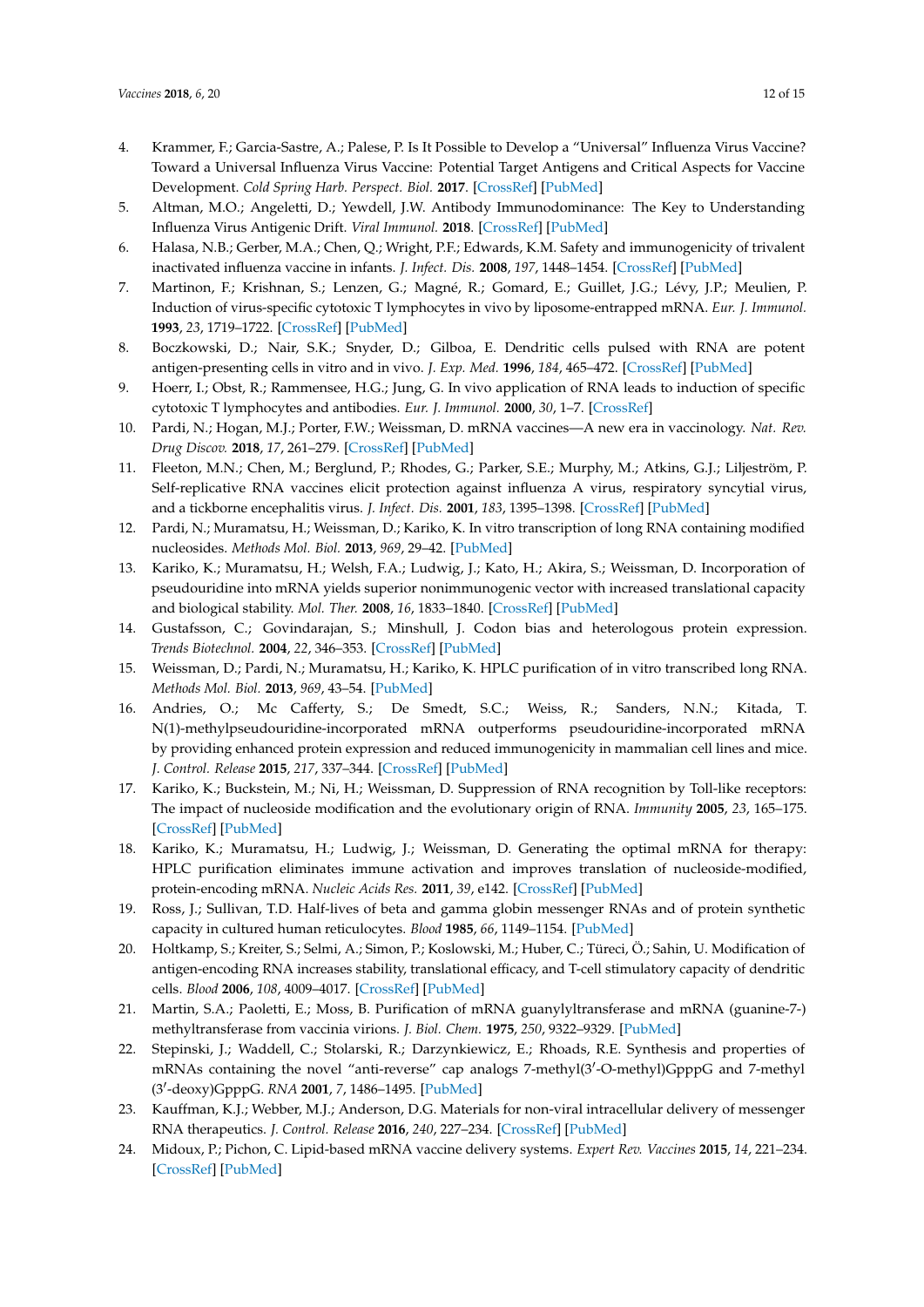4. Krammer, F.; Garcia-Sastre, A.; Palese, P. Is It Possible to Develop a "Universal" Influenza Virus Vaccine? Toward a Universal Influenza Virus Vaccine: Potential Target Antigens and Critical Aspects for Vaccine Development. *Cold Spring Harb. Perspect. Biol.* **2017**. [CrossRef] [PubMed]
5. Altman, M.O.; Angeletti, D.; Yewdell, J.W. Antibody Immunodominance: The Key to Understanding Influenza Virus Antigenic Drift. *Viral Immunol.* **2018**. [CrossRef] [PubMed]
6. Halasa, N.B.; Gerber, M.A.; Chen, Q.; Wright, P.F.; Edwards, K.M. Safety and immunogenicity of trivalent inactivated influenza vaccine in infants. *J. Infect. Dis.* **2008**, *197*, 1448–1454. [CrossRef] [PubMed]
7. Martinon, F.; Krishnan, S.; Lenzen, G.; Magné, R.; Gomard, E.; Guillet, J.G.; Lévy, J.P.; Meulien, P. Induction of virus-specific cytotoxic T lymphocytes in vivo by liposome-entrapped mRNA. *Eur. J. Immunol.* **1993**, *23*, 1719–1722. [CrossRef] [PubMed]
8. Boczkowski, D.; Nair, S.K.; Snyder, D.; Gilboa, E. Dendritic cells pulsed with RNA are potent antigen-presenting cells in vitro and in vivo. *J. Exp. Med.* **1996**, *184*, 465–472. [CrossRef] [PubMed]
9. Hoerr, I.; Obst, R.; Rammensee, H.G.; Jung, G. In vivo application of RNA leads to induction of specific cytotoxic T lymphocytes and antibodies. *Eur. J. Immunol.* **2000**, *30*, 1–7. [CrossRef]
10. Pardi, N.; Hogan, M.J.; Porter, F.W.; Weissman, D. mRNA vaccines—A new era in vaccinology. *Nat. Rev. Drug Discov.* **2018**, *17*, 261–279. [CrossRef] [PubMed]
11. Fleeton, M.N.; Chen, M.; Berglund, P.; Rhodes, G.; Parker, S.E.; Murphy, M.; Atkins, G.J.; Liljeström, P. Self-replicative RNA vaccines elicit protection against influenza A virus, respiratory syncytial virus, and a tickborne encephalitis virus. *J. Infect. Dis.* **2001**, *183*, 1395–1398. [CrossRef] [PubMed]
12. Pardi, N.; Muramatsu, H.; Weissman, D.; Kariko, K. In vitro transcription of long RNA containing modified nucleosides. *Methods Mol. Biol.* **2013**, *969*, 29–42. [PubMed]
13. Kariko, K.; Muramatsu, H.; Welsh, F.A.; Ludwig, J.; Kato, H.; Akira, S.; Weissman, D. Incorporation of pseudouridine into mRNA yields superior nonimmunogenic vector with increased translational capacity and biological stability. *Mol. Ther.* **2008**, *16*, 1833–1840. [CrossRef] [PubMed]
14. Gustafsson, C.; Govindarajan, S.; Minshull, J. Codon bias and heterologous protein expression. *Trends Biotechnol.* **2004**, *22*, 346–353. [CrossRef] [PubMed]
15. Weissman, D.; Pardi, N.; Muramatsu, H.; Kariko, K. HPLC purification of in vitro transcribed long RNA. *Methods Mol. Biol.* **2013**, *969*, 43–54. [PubMed]
16. Andries, O.; Mc Cafferty, S.; De Smedt, S.C.; Weiss, R.; Sanders, N.N.; Kitada, T. N(1)-methylpseudouridine-incorporated mRNA outperforms pseudouridine-incorporated mRNA by providing enhanced protein expression and reduced immunogenicity in mammalian cell lines and mice. *J. Control. Release* **2015**, *217*, 337–344. [CrossRef] [PubMed]
17. Kariko, K.; Buckstein, M.; Ni, H.; Weissman, D. Suppression of RNA recognition by Toll-like receptors: The impact of nucleoside modification and the evolutionary origin of RNA. *Immunity* **2005**, *23*, 165–175. [CrossRef] [PubMed]
18. Kariko, K.; Muramatsu, H.; Ludwig, J.; Weissman, D. Generating the optimal mRNA for therapy: HPLC purification eliminates immune activation and improves translation of nucleoside-modified, protein-encoding mRNA. *Nucleic Acids Res.* **2011**, *39*, e142. [CrossRef] [PubMed]
19. Ross, J.; Sullivan, T.D. Half-lives of beta and gamma globin messenger RNAs and of protein synthetic capacity in cultured human reticulocytes. *Blood* **1985**, *66*, 1149–1154. [PubMed]
20. Holtkamp, S.; Kreiter, S.; Selmi, A.; Simon, P.; Koslowski, M.; Huber, C.; Türeci, Ö.; Sahin, U. Modification of antigen-encoding RNA increases stability, translational efficacy, and T-cell stimulatory capacity of dendritic cells. *Blood* **2006**, *108*, 4009–4017. [CrossRef] [PubMed]
21. Martin, S.A.; Paoletti, E.; Moss, B. Purification of mRNA guanylyltransferase and mRNA (guanine-7-) methyltransferase from vaccinia virions. *J. Biol. Chem.* **1975**, *250*, 9322–9329. [PubMed]
22. Stepinski, J.; Waddell, C.; Stolarski, R.; Darzynkiewicz, E.; Rhoads, R.E. Synthesis and properties of mRNAs containing the novel "anti-reverse" cap analogs 7-methyl(3′-O-methyl)GpppG and 7-methyl (3′-deoxy)GpppG. *RNA* **2001**, *7*, 1486–1495. [PubMed]
23. Kauffman, K.J.; Webber, M.J.; Anderson, D.G. Materials for non-viral intracellular delivery of messenger RNA therapeutics. *J. Control. Release* **2016**, *240*, 227–234. [CrossRef] [PubMed]
24. Midoux, P.; Pichon, C. Lipid-based mRNA vaccine delivery systems. *Expert Rev. Vaccines* **2015**, *14*, 221–234. [CrossRef] [PubMed]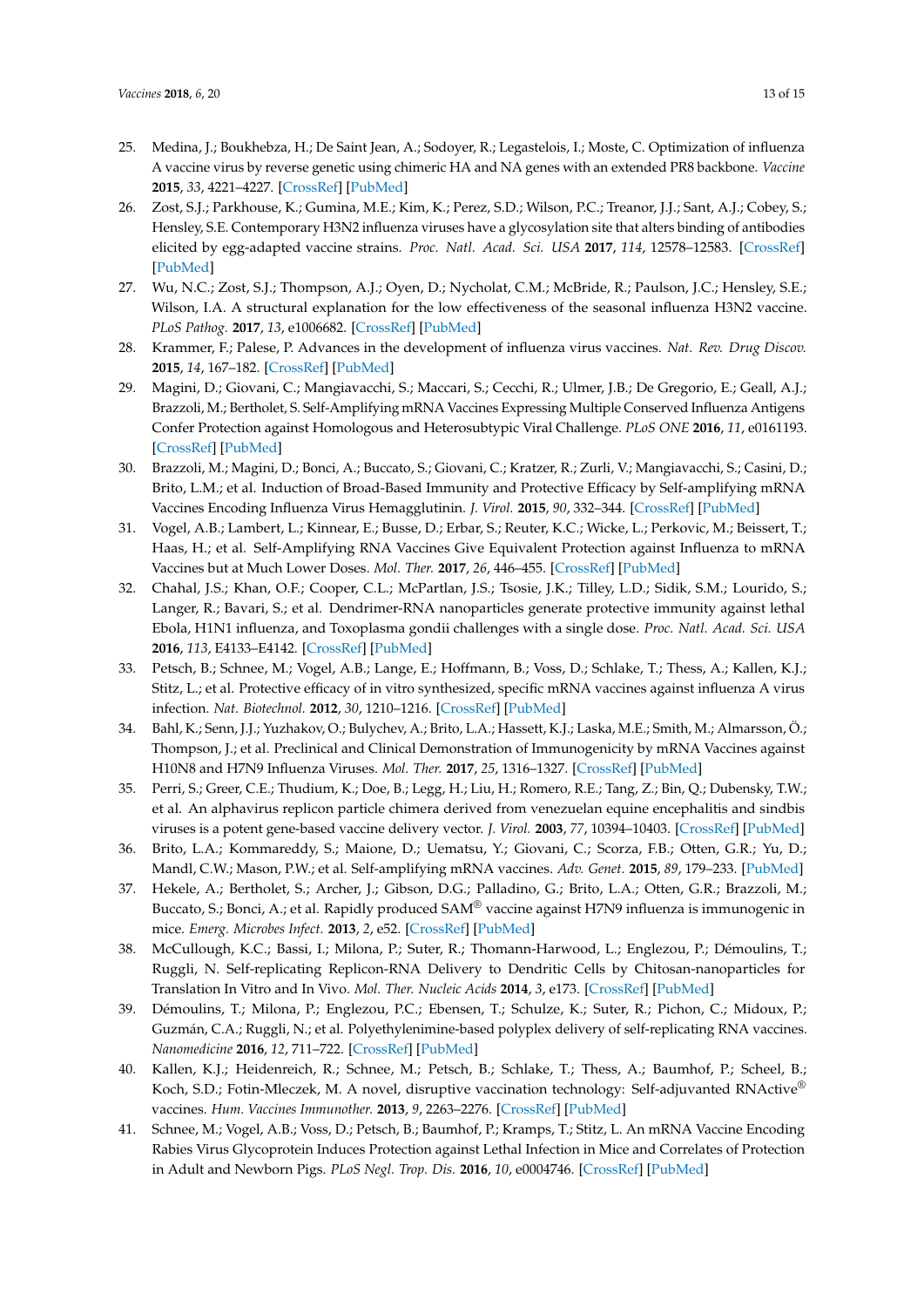25. Medina, J.; Boukhebza, H.; De Saint Jean, A.; Sodoyer, R.; Legastelois, I.; Moste, C. Optimization of influenza A vaccine virus by reverse genetic using chimeric HA and NA genes with an extended PR8 backbone. *Vaccine* **2015**, *33*, 4221–4227. [CrossRef] [PubMed]
26. Zost, S.J.; Parkhouse, K.; Gumina, M.E.; Kim, K.; Perez, S.D.; Wilson, P.C.; Treanor, J.J.; Sant, A.J.; Cobey, S.; Hensley, S.E. Contemporary H3N2 influenza viruses have a glycosylation site that alters binding of antibodies elicited by egg-adapted vaccine strains. *Proc. Natl. Acad. Sci. USA* **2017**, *114*, 12578–12583. [CrossRef] [PubMed]
27. Wu, N.C.; Zost, S.J.; Thompson, A.J.; Oyen, D.; Nycholat, C.M.; McBride, R.; Paulson, J.C.; Hensley, S.E.; Wilson, I.A. A structural explanation for the low effectiveness of the seasonal influenza H3N2 vaccine. *PLoS Pathog.* **2017**, *13*, e1006682. [CrossRef] [PubMed]
28. Krammer, F.; Palese, P. Advances in the development of influenza virus vaccines. *Nat. Rev. Drug Discov.* **2015**, *14*, 167–182. [CrossRef] [PubMed]
29. Magini, D.; Giovani, C.; Mangiavacchi, S.; Maccari, S.; Cecchi, R.; Ulmer, J.B.; De Gregorio, E.; Geall, A.J.; Brazzoli, M.; Bertholet, S. Self-Amplifying mRNA Vaccines Expressing Multiple Conserved Influenza Antigens Confer Protection against Homologous and Heterosubtypic Viral Challenge. *PLoS ONE* **2016**, *11*, e0161193. [CrossRef] [PubMed]
30. Brazzoli, M.; Magini, D.; Bonci, A.; Buccato, S.; Giovani, C.; Kratzer, R.; Zurli, V.; Mangiavacchi, S.; Casini, D.; Brito, L.M.; et al. Induction of Broad-Based Immunity and Protective Efficacy by Self-amplifying mRNA Vaccines Encoding Influenza Virus Hemagglutinin. *J. Virol.* **2015**, *90*, 332–344. [CrossRef] [PubMed]
31. Vogel, A.B.; Lambert, L.; Kinnear, E.; Busse, D.; Erbar, S.; Reuter, K.C.; Wicke, L.; Perkovic, M.; Beissert, T.; Haas, H.; et al. Self-Amplifying RNA Vaccines Give Equivalent Protection against Influenza to mRNA Vaccines but at Much Lower Doses. *Mol. Ther.* **2017**, *26*, 446–455. [CrossRef] [PubMed]
32. Chahal, J.S.; Khan, O.F.; Cooper, C.L.; McPartlan, J.S.; Tsosie, J.K.; Tilley, L.D.; Sidik, S.M.; Lourido, S.; Langer, R.; Bavari, S.; et al. Dendrimer-RNA nanoparticles generate protective immunity against lethal Ebola, H1N1 influenza, and Toxoplasma gondii challenges with a single dose. *Proc. Natl. Acad. Sci. USA* **2016**, *113*, E4133–E4142. [CrossRef] [PubMed]
33. Petsch, B.; Schnee, M.; Vogel, A.B.; Lange, E.; Hoffmann, B.; Voss, D.; Schlake, T.; Thess, A.; Kallen, K.J.; Stitz, L.; et al. Protective efficacy of in vitro synthesized, specific mRNA vaccines against influenza A virus infection. *Nat. Biotechnol.* **2012**, *30*, 1210–1216. [CrossRef] [PubMed]
34. Bahl, K.; Senn, J.J.; Yuzhakov, O.; Bulychev, A.; Brito, L.A.; Hassett, K.J.; Laska, M.E.; Smith, M.; Almarsson, Ö.; Thompson, J.; et al. Preclinical and Clinical Demonstration of Immunogenicity by mRNA Vaccines against H10N8 and H7N9 Influenza Viruses. *Mol. Ther.* **2017**, *25*, 1316–1327. [CrossRef] [PubMed]
35. Perri, S.; Greer, C.E.; Thudium, K.; Doe, B.; Legg, H.; Liu, H.; Romero, R.E.; Tang, Z.; Bin, Q.; Dubensky, T.W.; et al. An alphavirus replicon particle chimera derived from venezuelan equine encephalitis and sindbis viruses is a potent gene-based vaccine delivery vector. *J. Virol.* **2003**, *77*, 10394–10403. [CrossRef] [PubMed]
36. Brito, L.A.; Kommareddy, S.; Maione, D.; Uematsu, Y.; Giovani, C.; Scorza, F.B.; Otten, G.R.; Yu, D.; Mandl, C.W.; Mason, P.W.; et al. Self-amplifying mRNA vaccines. *Adv. Genet.* **2015**, *89*, 179–233. [PubMed]
37. Hekele, A.; Bertholet, S.; Archer, J.; Gibson, D.G.; Palladino, G.; Brito, L.A.; Otten, G.R.; Brazzoli, M.; Buccato, S.; Bonci, A.; et al. Rapidly produced SAM® vaccine against H7N9 influenza is immunogenic in mice. *Emerg. Microbes Infect.* **2013**, *2*, e52. [CrossRef] [PubMed]
38. McCullough, K.C.; Bassi, I.; Milona, P.; Suter, R.; Thomann-Harwood, L.; Englezou, P.; Démoulins, T.; Ruggli, N. Self-replicating Replicon-RNA Delivery to Dendritic Cells by Chitosan-nanoparticles for Translation In Vitro and In Vivo. *Mol. Ther. Nucleic Acids* **2014**, *3*, e173. [CrossRef] [PubMed]
39. Démoulins, T.; Milona, P.; Englezou, P.C.; Ebensen, T.; Schulze, K.; Suter, R.; Pichon, C.; Midoux, P.; Guzmán, C.A.; Ruggli, N.; et al. Polyethylenimine-based polyplex delivery of self-replicating RNA vaccines. *Nanomedicine* **2016**, *12*, 711–722. [CrossRef] [PubMed]
40. Kallen, K.J.; Heidenreich, R.; Schnee, M.; Petsch, B.; Schlake, T.; Thess, A.; Baumhof, P.; Scheel, B.; Koch, S.D.; Fotin-Mleczek, M. A novel, disruptive vaccination technology: Self-adjuvanted RNActive® vaccines. *Hum. Vaccines Immunother.* **2013**, *9*, 2263–2276. [CrossRef] [PubMed]
41. Schnee, M.; Vogel, A.B.; Voss, D.; Petsch, B.; Baumhof, P.; Kramps, T.; Stitz, L. An mRNA Vaccine Encoding Rabies Virus Glycoprotein Induces Protection against Lethal Infection in Mice and Correlates of Protection in Adult and Newborn Pigs. *PLoS Negl. Trop. Dis.* **2016**, *10*, e0004746. [CrossRef] [PubMed]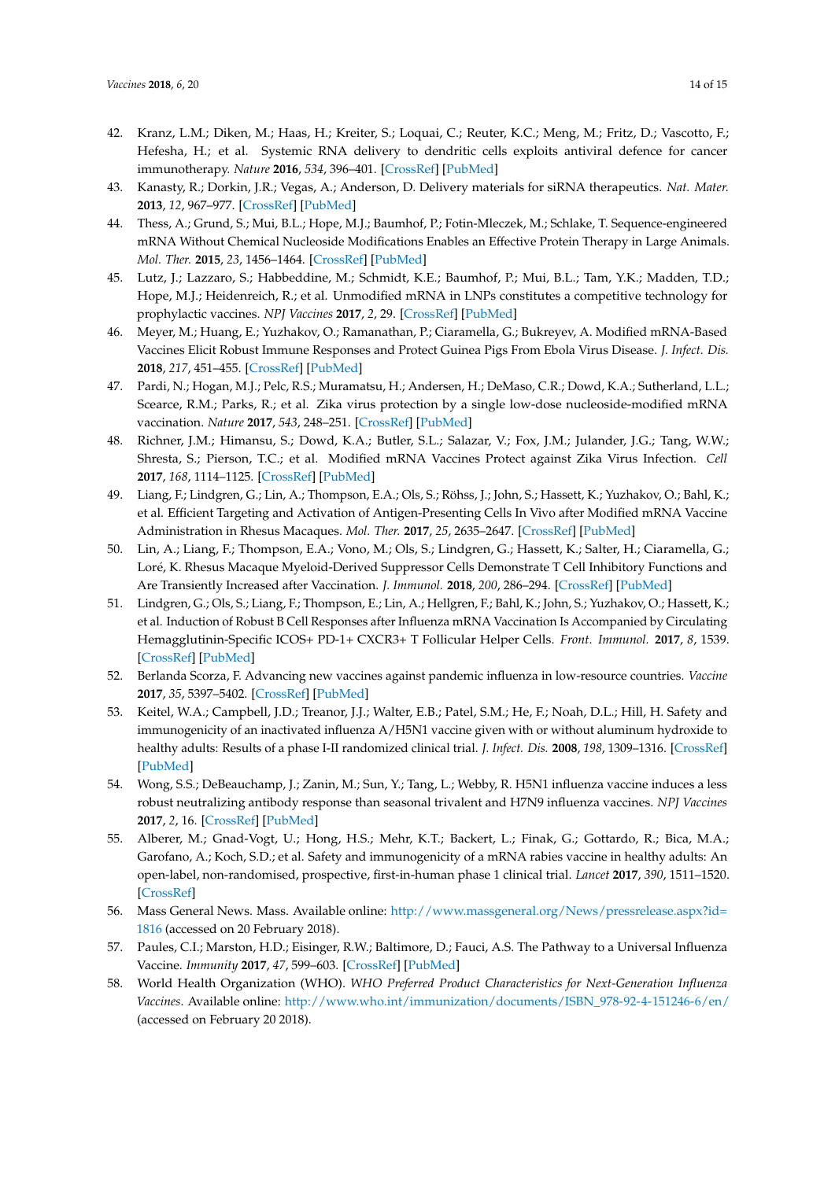42. Kranz, L.M.; Diken, M.; Haas, H.; Kreiter, S.; Loquai, C.; Reuter, K.C.; Meng, M.; Fritz, D.; Vascotto, F.; Hefesha, H.; et al. Systemic RNA delivery to dendritic cells exploits antiviral defence for cancer immunotherapy. *Nature* **2016**, *534*, 396–401. [CrossRef] [PubMed]
43. Kanasty, R.; Dorkin, J.R.; Vegas, A.; Anderson, D. Delivery materials for siRNA therapeutics. *Nat. Mater.* **2013**, *12*, 967–977. [CrossRef] [PubMed]
44. Thess, A.; Grund, S.; Mui, B.L.; Hope, M.J.; Baumhof, P.; Fotin-Mleczek, M.; Schlake, T. Sequence-engineered mRNA Without Chemical Nucleoside Modifications Enables an Effective Protein Therapy in Large Animals. *Mol. Ther.* **2015**, *23*, 1456–1464. [CrossRef] [PubMed]
45. Lutz, J.; Lazzaro, S.; Habbeddine, M.; Schmidt, K.E.; Baumhof, P.; Mui, B.L.; Tam, Y.K.; Madden, T.D.; Hope, M.J.; Heidenreich, R.; et al. Unmodified mRNA in LNPs constitutes a competitive technology for prophylactic vaccines. *NPJ Vaccines* **2017**, *2*, 29. [CrossRef] [PubMed]
46. Meyer, M.; Huang, E.; Yuzhakov, O.; Ramanathan, P.; Ciaramella, G.; Bukreyev, A. Modified mRNA-Based Vaccines Elicit Robust Immune Responses and Protect Guinea Pigs From Ebola Virus Disease. *J. Infect. Dis.* **2018**, *217*, 451–455. [CrossRef] [PubMed]
47. Pardi, N.; Hogan, M.J.; Pelc, R.S.; Muramatsu, H.; Andersen, H.; DeMaso, C.R.; Dowd, K.A.; Sutherland, L.L.; Scearce, R.M.; Parks, R.; et al. Zika virus protection by a single low-dose nucleoside-modified mRNA vaccination. *Nature* **2017**, *543*, 248–251. [CrossRef] [PubMed]
48. Richner, J.M.; Himansu, S.; Dowd, K.A.; Butler, S.L.; Salazar, V.; Fox, J.M.; Julander, J.G.; Tang, W.W.; Shresta, S.; Pierson, T.C.; et al. Modified mRNA Vaccines Protect against Zika Virus Infection. *Cell* **2017**, *168*, 1114–1125. [CrossRef] [PubMed]
49. Liang, F.; Lindgren, G.; Lin, A.; Thompson, E.A.; Ols, S.; Röhss, J.; John, S.; Hassett, K.; Yuzhakov, O.; Bahl, K.; et al. Efficient Targeting and Activation of Antigen-Presenting Cells In Vivo after Modified mRNA Vaccine Administration in Rhesus Macaques. *Mol. Ther.* **2017**, *25*, 2635–2647. [CrossRef] [PubMed]
50. Lin, A.; Liang, F.; Thompson, E.A.; Vono, M.; Ols, S.; Lindgren, G.; Hassett, K.; Salter, H.; Ciaramella, G.; Loré, K. Rhesus Macaque Myeloid-Derived Suppressor Cells Demonstrate T Cell Inhibitory Functions and Are Transiently Increased after Vaccination. *J. Immunol.* **2018**, *200*, 286–294. [CrossRef] [PubMed]
51. Lindgren, G.; Ols, S.; Liang, F.; Thompson, E.; Lin, A.; Hellgren, F.; Bahl, K.; John, S.; Yuzhakov, O.; Hassett, K.; et al. Induction of Robust B Cell Responses after Influenza mRNA Vaccination Is Accompanied by Circulating Hemagglutinin-Specific ICOS+ PD-1+ CXCR3+ T Follicular Helper Cells. *Front. Immunol.* **2017**, *8*, 1539. [CrossRef] [PubMed]
52. Berlanda Scorza, F. Advancing new vaccines against pandemic influenza in low-resource countries. *Vaccine* **2017**, *35*, 5397–5402. [CrossRef] [PubMed]
53. Keitel, W.A.; Campbell, J.D.; Treanor, J.J.; Walter, E.B.; Patel, S.M.; He, F.; Noah, D.L.; Hill, H. Safety and immunogenicity of an inactivated influenza A/H5N1 vaccine given with or without aluminum hydroxide to healthy adults: Results of a phase I-II randomized clinical trial. *J. Infect. Dis.* **2008**, *198*, 1309–1316. [CrossRef] [PubMed]
54. Wong, S.S.; DeBeauchamp, J.; Zanin, M.; Sun, Y.; Tang, L.; Webby, R. H5N1 influenza vaccine induces a less robust neutralizing antibody response than seasonal trivalent and H7N9 influenza vaccines. *NPJ Vaccines* **2017**, *2*, 16. [CrossRef] [PubMed]
55. Alberer, M.; Gnad-Vogt, U.; Hong, H.S.; Mehr, K.T.; Backert, L.; Finak, G.; Gottardo, R.; Bica, M.A.; Garofano, A.; Koch, S.D.; et al. Safety and immunogenicity of a mRNA rabies vaccine in healthy adults: An open-label, non-randomised, prospective, first-in-human phase 1 clinical trial. *Lancet* **2017**, *390*, 1511–1520. [CrossRef]
56. Mass General News. Mass. Available online: http://www.massgeneral.org/News/pressrelease.aspx?id=1816 (accessed on 20 February 2018).
57. Paules, C.I.; Marston, H.D.; Eisinger, R.W.; Baltimore, D.; Fauci, A.S. The Pathway to a Universal Influenza Vaccine. *Immunity* **2017**, *47*, 599–603. [CrossRef] [PubMed]
58. World Health Organization (WHO). *WHO Preferred Product Characteristics for Next-Generation Influenza Vaccines*. Available online: http://www.who.int/immunization/documents/ISBN_978-92-4-151246-6/en/ (accessed on February 20 2018).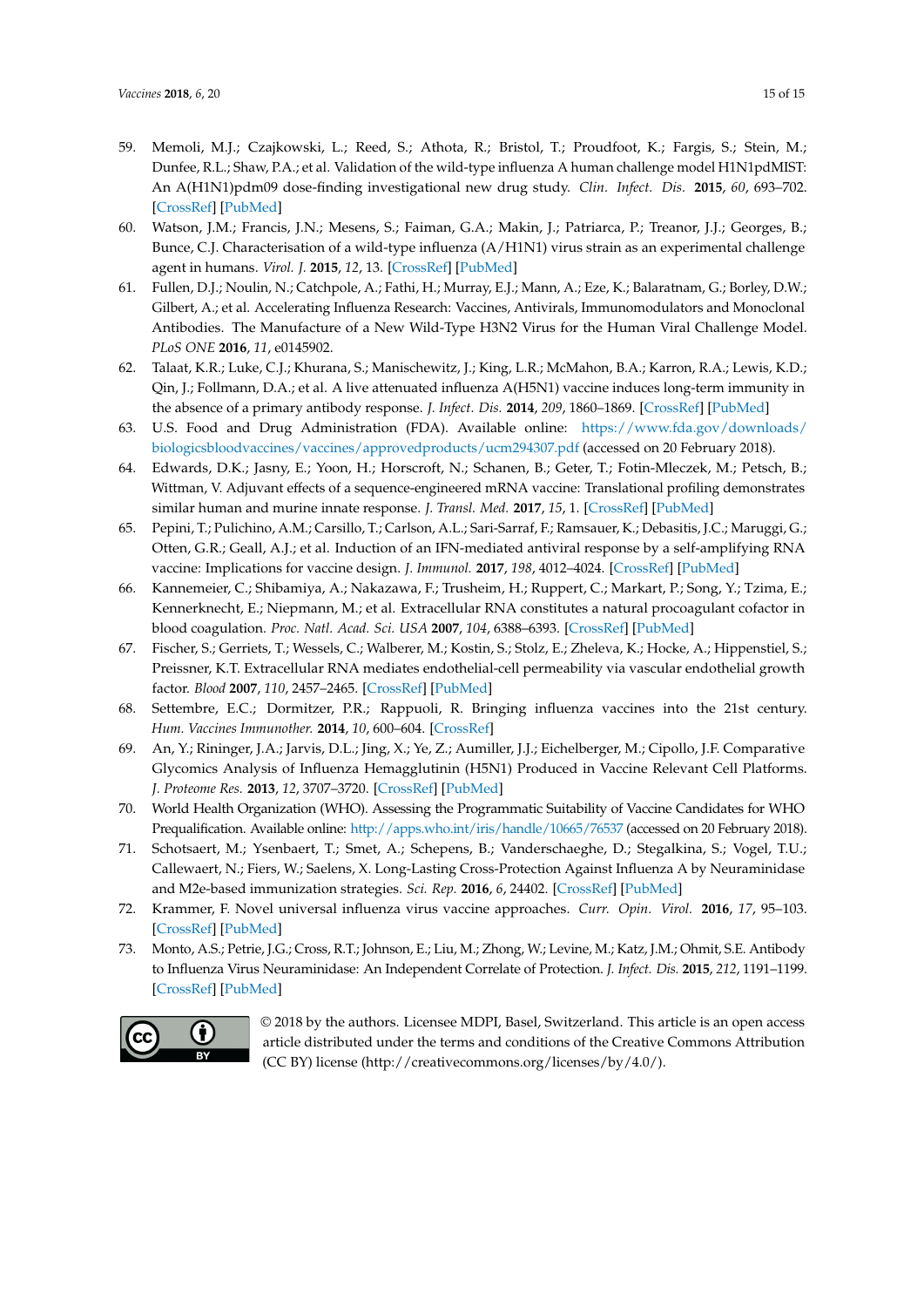59. Memoli, M.J.; Czajkowski, L.; Reed, S.; Athota, R.; Bristol, T.; Proudfoot, K.; Fargis, S.; Stein, M.; Dunfee, R.L.; Shaw, P.A.; et al. Validation of the wild-type influenza A human challenge model H1N1pdMIST: An A(H1N1)pdm09 dose-finding investigational new drug study. *Clin. Infect. Dis.* **2015**, *60*, 693–702. [CrossRef] [PubMed]
60. Watson, J.M.; Francis, J.N.; Mesens, S.; Faiman, G.A.; Makin, J.; Patriarca, P.; Treanor, J.J.; Georges, B.; Bunce, C.J. Characterisation of a wild-type influenza (A/H1N1) virus strain as an experimental challenge agent in humans. *Virol. J.* **2015**, *12*, 13. [CrossRef] [PubMed]
61. Fullen, D.J.; Noulin, N.; Catchpole, A.; Fathi, H.; Murray, E.J.; Mann, A.; Eze, K.; Balaratnam, G.; Borley, D.W.; Gilbert, A.; et al. Accelerating Influenza Research: Vaccines, Antivirals, Immunomodulators and Monoclonal Antibodies. The Manufacture of a New Wild-Type H3N2 Virus for the Human Viral Challenge Model. *PLoS ONE* **2016**, *11*, e0145902.
62. Talaat, K.R.; Luke, C.J.; Khurana, S.; Manischewitz, J.; King, L.R.; McMahon, B.A.; Karron, R.A.; Lewis, K.D.; Qin, J.; Follmann, D.A.; et al. A live attenuated influenza A(H5N1) vaccine induces long-term immunity in the absence of a primary antibody response. *J. Infect. Dis.* **2014**, *209*, 1860–1869. [CrossRef] [PubMed]
63. U.S. Food and Drug Administration (FDA). Available online: https://www.fda.gov/downloads/biologicsbloodvaccines/vaccines/approvedproducts/ucm294307.pdf (accessed on 20 February 2018).
64. Edwards, D.K.; Jasny, E.; Yoon, H.; Horscroft, N.; Schanen, B.; Geter, T.; Fotin-Mleczek, M.; Petsch, B.; Wittman, V. Adjuvant effects of a sequence-engineered mRNA vaccine: Translational profiling demonstrates similar human and murine innate response. *J. Transl. Med.* **2017**, *15*, 1. [CrossRef] [PubMed]
65. Pepini, T.; Pulichino, A.M.; Carsillo, T.; Carlson, A.L.; Sari-Sarraf, F.; Ramsauer, K.; Debasitis, J.C.; Maruggi, G.; Otten, G.R.; Geall, A.J.; et al. Induction of an IFN-mediated antiviral response by a self-amplifying RNA vaccine: Implications for vaccine design. *J. Immunol.* **2017**, *198*, 4012–4024. [CrossRef] [PubMed]
66. Kannemeier, C.; Shibamiya, A.; Nakazawa, F.; Trusheim, H.; Ruppert, C.; Markart, P.; Song, Y.; Tzima, E.; Kennerknecht, E.; Niepmann, M.; et al. Extracellular RNA constitutes a natural procoagulant cofactor in blood coagulation. *Proc. Natl. Acad. Sci. USA* **2007**, *104*, 6388–6393. [CrossRef] [PubMed]
67. Fischer, S.; Gerriets, T.; Wessels, C.; Walberer, M.; Kostin, S.; Stolz, E.; Zheleva, K.; Hocke, A.; Hippenstiel, S.; Preissner, K.T. Extracellular RNA mediates endothelial-cell permeability via vascular endothelial growth factor. *Blood* **2007**, *110*, 2457–2465. [CrossRef] [PubMed]
68. Settembre, E.C.; Dormitzer, P.R.; Rappuoli, R. Bringing influenza vaccines into the 21st century. *Hum. Vaccines Immunother.* **2014**, *10*, 600–604. [CrossRef]
69. An, Y.; Rininger, J.A.; Jarvis, D.L.; Jing, X.; Ye, Z.; Aumiller, J.J.; Eichelberger, M.; Cipollo, J.F. Comparative Glycomics Analysis of Influenza Hemagglutinin (H5N1) Produced in Vaccine Relevant Cell Platforms. *J. Proteome Res.* **2013**, *12*, 3707–3720. [CrossRef] [PubMed]
70. World Health Organization (WHO). Assessing the Programmatic Suitability of Vaccine Candidates for WHO Prequalification. Available online: http://apps.who.int/iris/handle/10665/76537 (accessed on 20 February 2018).
71. Schotsaert, M.; Ysenbaert, T.; Smet, A.; Schepens, B.; Vanderschaeghe, D.; Stegalkina, S.; Vogel, T.U.; Callewaert, N.; Fiers, W.; Saelens, X. Long-Lasting Cross-Protection Against Influenza A by Neuraminidase and M2e-based immunization strategies. *Sci. Rep.* **2016**, *6*, 24402. [CrossRef] [PubMed]
72. Krammer, F. Novel universal influenza virus vaccine approaches. *Curr. Opin. Virol.* **2016**, *17*, 95–103. [CrossRef] [PubMed]
73. Monto, A.S.; Petrie, J.G.; Cross, R.T.; Johnson, E.; Liu, M.; Zhong, W.; Levine, M.; Katz, J.M.; Ohmit, S.E. Antibody to Influenza Virus Neuraminidase: An Independent Correlate of Protection. *J. Infect. Dis.* **2015**, *212*, 1191–1199. [CrossRef] [PubMed]

© 2018 by the authors. Licensee MDPI, Basel, Switzerland. This article is an open access article distributed under the terms and conditions of the Creative Commons Attribution (CC BY) license (http://creativecommons.org/licenses/by/4.0/).